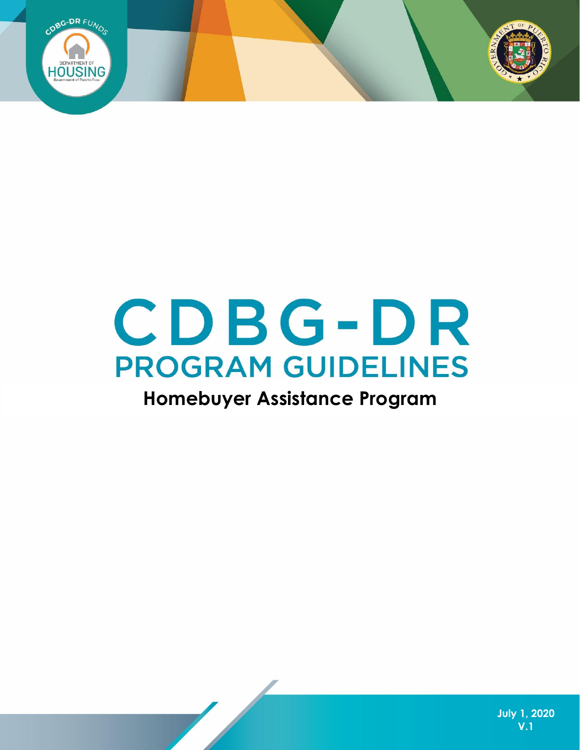# CDBG-DR

## PROGRAM GUIDELINES

### Homebuyer Assistance Program

July 1, 2020

V.1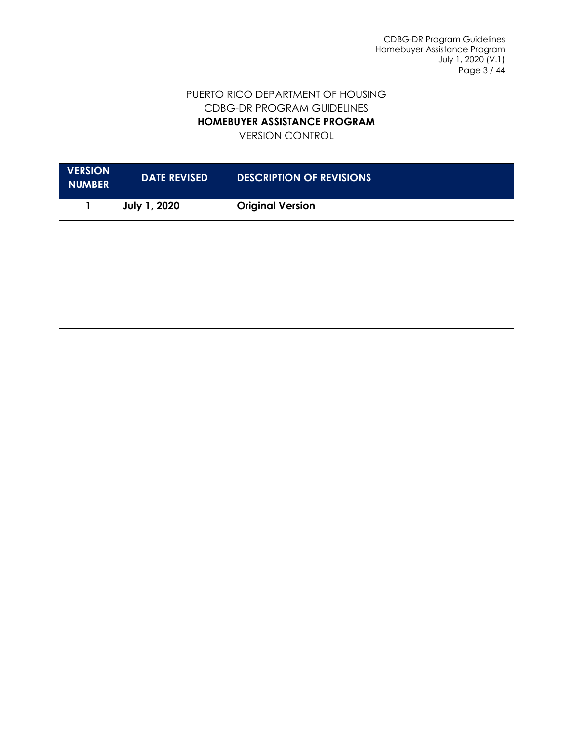PUERTO RICO DEPARTMENT OF HOUSING
CDBG-DR PROGRAM GUIDELINES
**HOMEBUYER ASSISTANCE PROGRAM**
VERSION CONTROL

| VERSION NUMBER | DATE REVISED | DESCRIPTION OF REVISIONS |
| --- | --- | --- |
| **1** | **July 1, 2020** | **Original Version** |
| | | |
| | | |
| | | |
| | | |
| | | |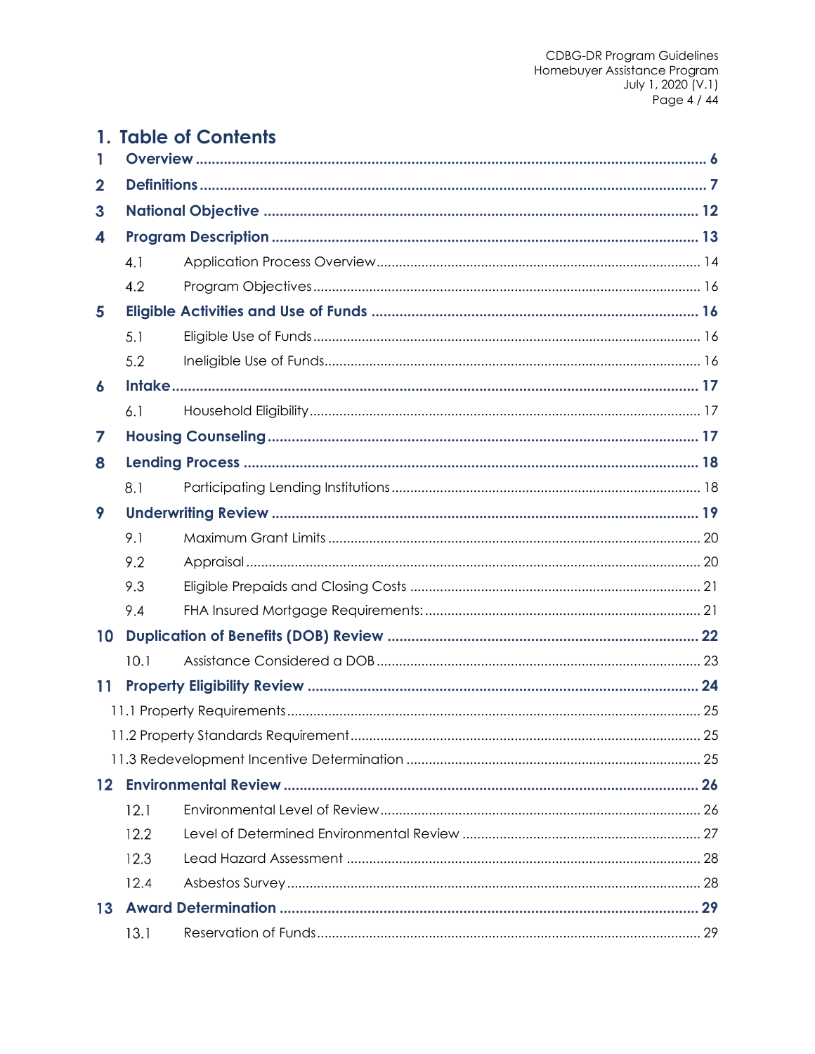# 1. Table of Contents

1 **Overview** ........................................................................................................................ 6

2 **Definitions** ..................................................................................................................... 7

3 **National Objective** ........................................................................................................ 12

4 **Program Description** .................................................................................................... 13

- 4.1 Application Process Overview ...................................................................................... 14
- 4.2 Program Objectives ...................................................................................................... 16

5 **Eligible Activities and Use of Funds** ............................................................................ 16

- 5.1 Eligible Use of Funds ..................................................................................................... 16
- 5.2 Ineligible Use of Funds ................................................................................................... 16

6 **Intake** ............................................................................................................................. 17

- 6.1 Household Eligibility ...................................................................................................... 17

7 **Housing Counseling** ...................................................................................................... 17

8 **Lending Process** ............................................................................................................ 18

- 8.1 Participating Lending Institutions .................................................................................. 18

9 **Underwriting Review** ..................................................................................................... 19

- 9.1 Maximum Grant Limits ................................................................................................... 20
- 9.2 Appraisal ....................................................................................................................... 20
- 9.3 Eligible Prepaids and Closing Costs ............................................................................. 21
- 9.4 FHA Insured Mortgage Requirements: ......................................................................... 21

10 **Duplication of Benefits (DOB) Review** ........................................................................ 22

- 10.1 Assistance Considered a DOB ..................................................................................... 23

11 **Property Eligibility Review** ........................................................................................... 24

- 11.1 Property Requirements ................................................................................................. 25
- 11.2 Property Standards Requirement ................................................................................. 25
- 11.3 Redevelopment Incentive Determination ..................................................................... 25

12 **Environmental Review** ................................................................................................. 26

- 12.1 Environmental Level of Review .................................................................................... 26
- 12.2 Level of Determined Environmental Review ............................................................... 27
- 12.3 Lead Hazard Assessment ............................................................................................. 28
- 12.4 Asbestos Survey ........................................................................................................... 28

13 **Award Determination** .................................................................................................. 29

- 13.1 Reservation of Funds .................................................................................................... 29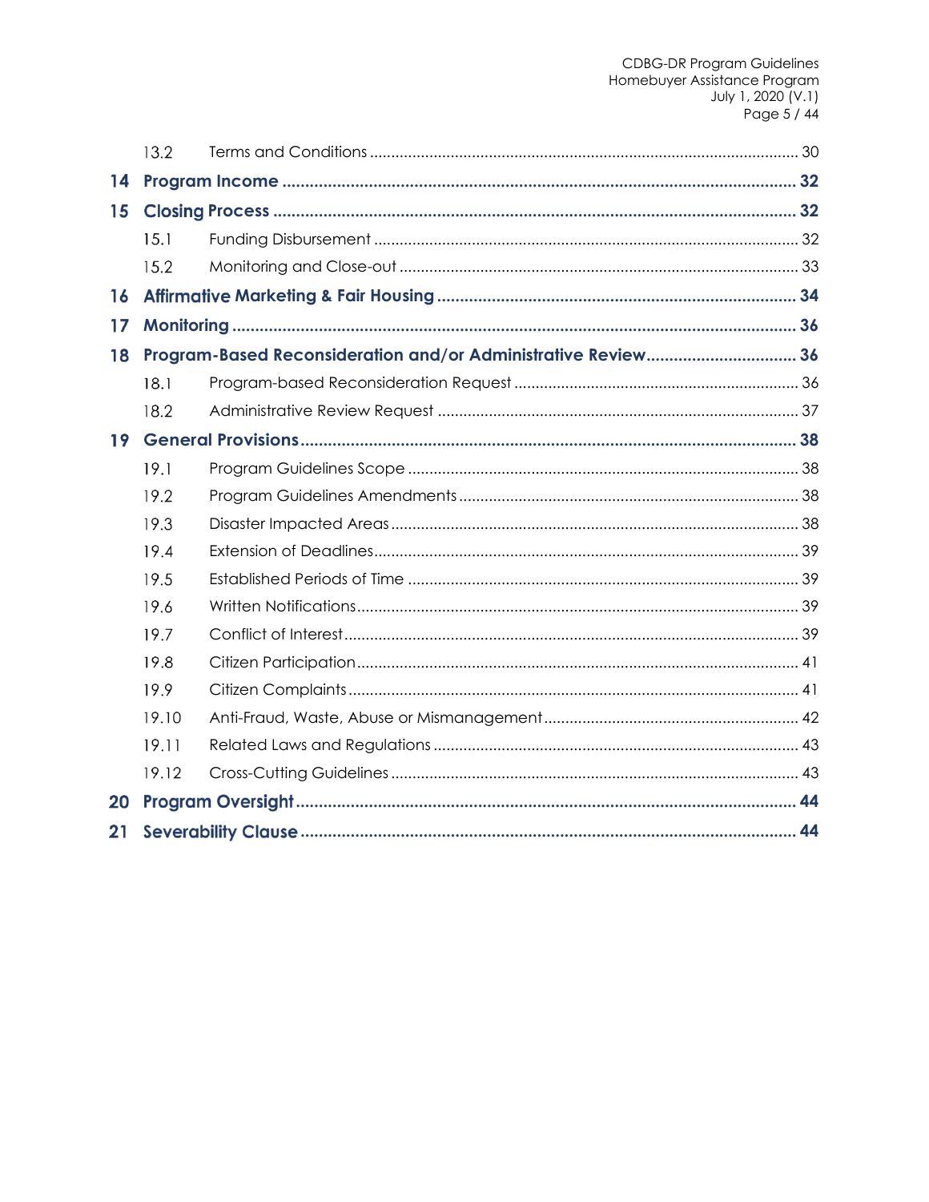13.2 Terms and Conditions ........ 30

**14 Program Income ........ 32**

**15 Closing Process ........ 32**

15.1 Funding Disbursement ........ 32

15.2 Monitoring and Close-out ........ 33

**16 Affirmative Marketing & Fair Housing ........ 34**

**17 Monitoring ........ 36**

**18 Program-Based Reconsideration and/or Administrative Review ........ 36**

18.1 Program-based Reconsideration Request ........ 36

18.2 Administrative Review Request ........ 37

**19 General Provisions ........ 38**

19.1 Program Guidelines Scope ........ 38

19.2 Program Guidelines Amendments ........ 38

19.3 Disaster Impacted Areas ........ 38

19.4 Extension of Deadlines ........ 39

19.5 Established Periods of Time ........ 39

19.6 Written Notifications ........ 39

19.7 Conflict of Interest ........ 39

19.8 Citizen Participation ........ 41

19.9 Citizen Complaints ........ 41

19.10 Anti-Fraud, Waste, Abuse or Mismanagement ........ 42

19.11 Related Laws and Regulations ........ 43

19.12 Cross-Cutting Guidelines ........ 43

**20 Program Oversight ........ 44**

**21 Severability Clause ........ 44**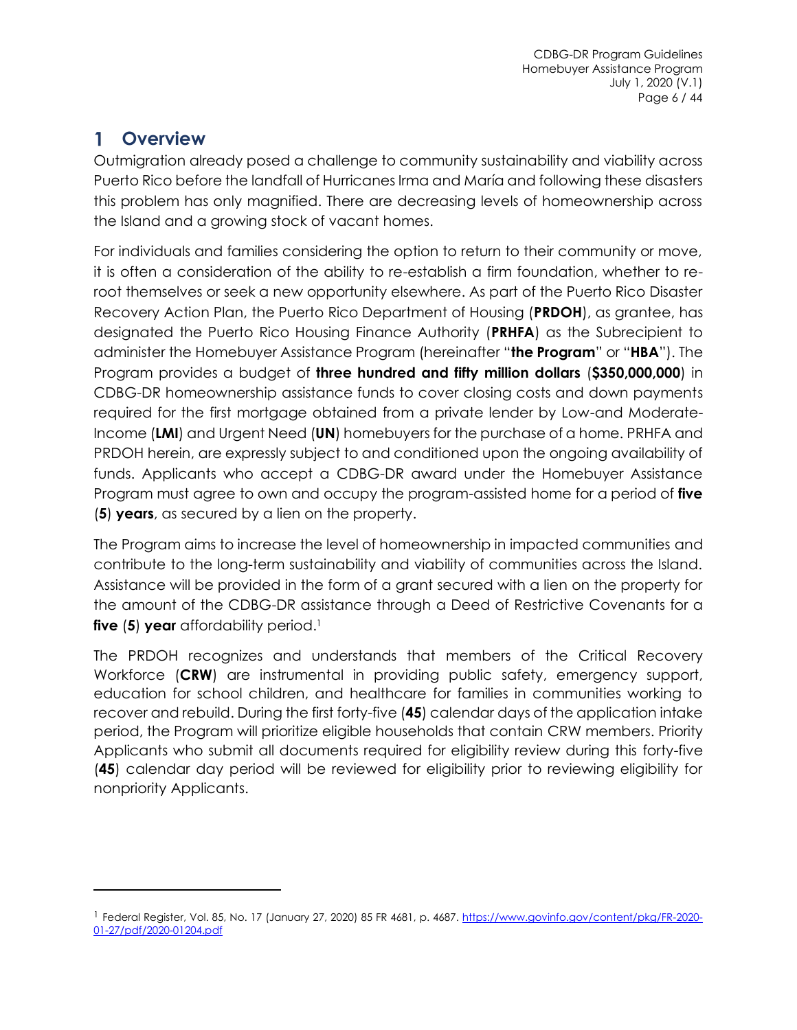# 1 Overview

Outmigration already posed a challenge to community sustainability and viability across Puerto Rico before the landfall of Hurricanes Irma and María and following these disasters this problem has only magnified. There are decreasing levels of homeownership across the Island and a growing stock of vacant homes.

For individuals and families considering the option to return to their community or move, it is often a consideration of the ability to re-establish a firm foundation, whether to re-root themselves or seek a new opportunity elsewhere. As part of the Puerto Rico Disaster Recovery Action Plan, the Puerto Rico Department of Housing (**PRDOH**), as grantee, has designated the Puerto Rico Housing Finance Authority (**PRHFA**) as the Subrecipient to administer the Homebuyer Assistance Program (hereinafter "**the Program**" or "**HBA**"). The Program provides a budget of **three hundred and fifty million dollars** (**$350,000,000**) in CDBG-DR homeownership assistance funds to cover closing costs and down payments required for the first mortgage obtained from a private lender by Low-and Moderate-Income (**LMI**) and Urgent Need (**UN**) homebuyers for the purchase of a home. PRHFA and PRDOH herein, are expressly subject to and conditioned upon the ongoing availability of funds. Applicants who accept a CDBG-DR award under the Homebuyer Assistance Program must agree to own and occupy the program-assisted home for a period of **five** (**5**) **years**, as secured by a lien on the property.

The Program aims to increase the level of homeownership in impacted communities and contribute to the long-term sustainability and viability of communities across the Island. Assistance will be provided in the form of a grant secured with a lien on the property for the amount of the CDBG-DR assistance through a Deed of Restrictive Covenants for a **five** (**5**) **year** affordability period.[1]

The PRDOH recognizes and understands that members of the Critical Recovery Workforce (**CRW**) are instrumental in providing public safety, emergency support, education for school children, and healthcare for families in communities working to recover and rebuild. During the first forty-five (**45**) calendar days of the application intake period, the Program will prioritize eligible households that contain CRW members. Priority Applicants who submit all documents required for eligibility review during this forty-five (**45**) calendar day period will be reviewed for eligibility prior to reviewing eligibility for nonpriority Applicants.

---

[1] Federal Register, Vol. 85, No. 17 (January 27, 2020) 85 FR 4681, p. 4687. https://www.govinfo.gov/content/pkg/FR-2020-01-27/pdf/2020-01204.pdf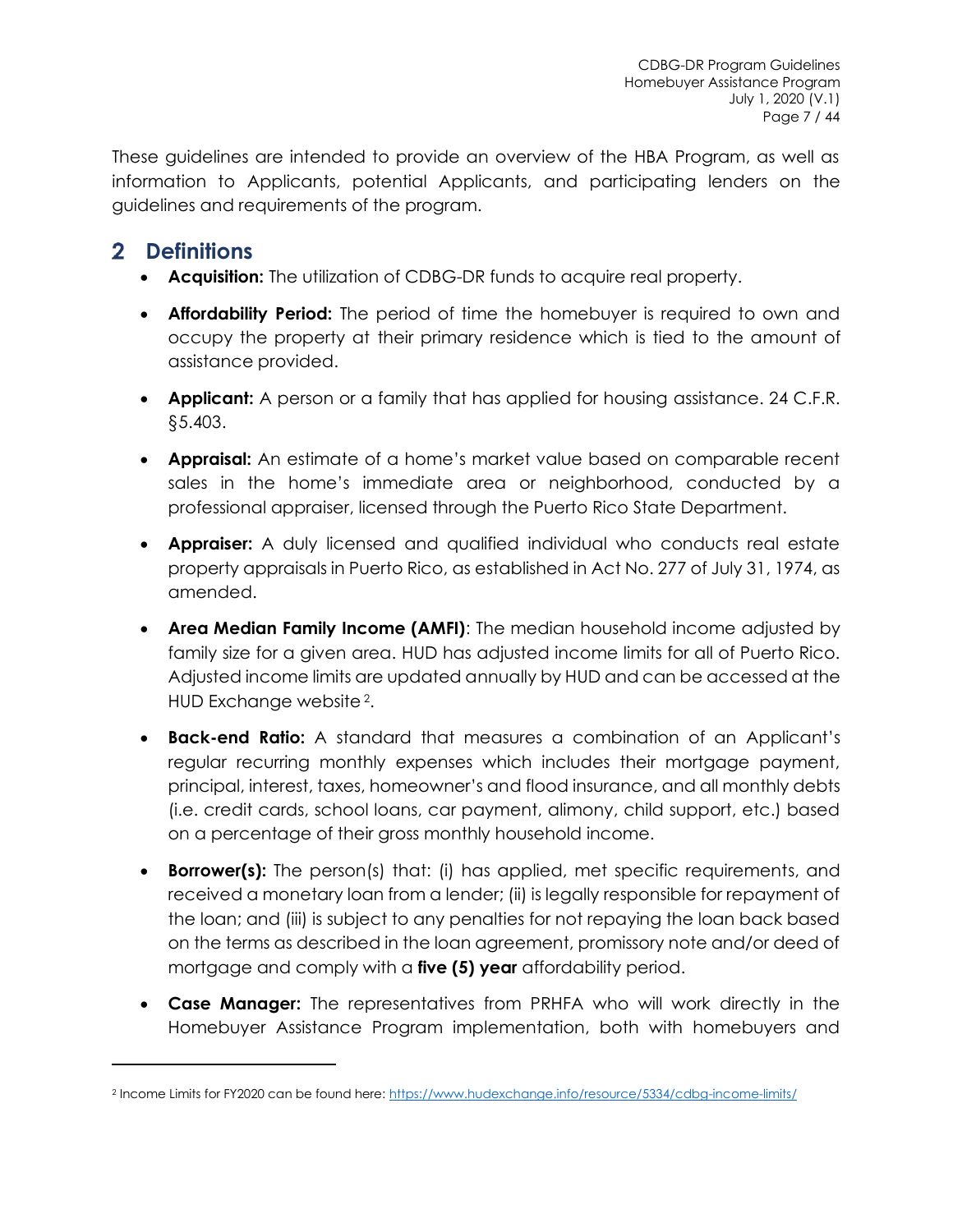These guidelines are intended to provide an overview of the HBA Program, as well as information to Applicants, potential Applicants, and participating lenders on the guidelines and requirements of the program.

## 2 Definitions

- **Acquisition:** The utilization of CDBG-DR funds to acquire real property.
- **Affordability Period:** The period of time the homebuyer is required to own and occupy the property at their primary residence which is tied to the amount of assistance provided.
- **Applicant:** A person or a family that has applied for housing assistance. 24 C.F.R. §5.403.
- **Appraisal:** An estimate of a home's market value based on comparable recent sales in the home's immediate area or neighborhood, conducted by a professional appraiser, licensed through the Puerto Rico State Department.
- **Appraiser:** A duly licensed and qualified individual who conducts real estate property appraisals in Puerto Rico, as established in Act No. 277 of July 31, 1974, as amended.
- **Area Median Family Income (AMFI)**: The median household income adjusted by family size for a given area. HUD has adjusted income limits for all of Puerto Rico. Adjusted income limits are updated annually by HUD and can be accessed at the HUD Exchange website [2].
- **Back-end Ratio:** A standard that measures a combination of an Applicant's regular recurring monthly expenses which includes their mortgage payment, principal, interest, taxes, homeowner's and flood insurance, and all monthly debts (i.e. credit cards, school loans, car payment, alimony, child support, etc.) based on a percentage of their gross monthly household income.
- **Borrower(s):** The person(s) that: (i) has applied, met specific requirements, and received a monetary loan from a lender; (ii) is legally responsible for repayment of the loan; and (iii) is subject to any penalties for not repaying the loan back based on the terms as described in the loan agreement, promissory note and/or deed of mortgage and comply with a **five (5) year** affordability period.
- **Case Manager:** The representatives from PRHFA who will work directly in the Homebuyer Assistance Program implementation, both with homebuyers and

[2] Income Limits for FY2020 can be found here: https://www.hudexchange.info/resource/5334/cdbg-income-limits/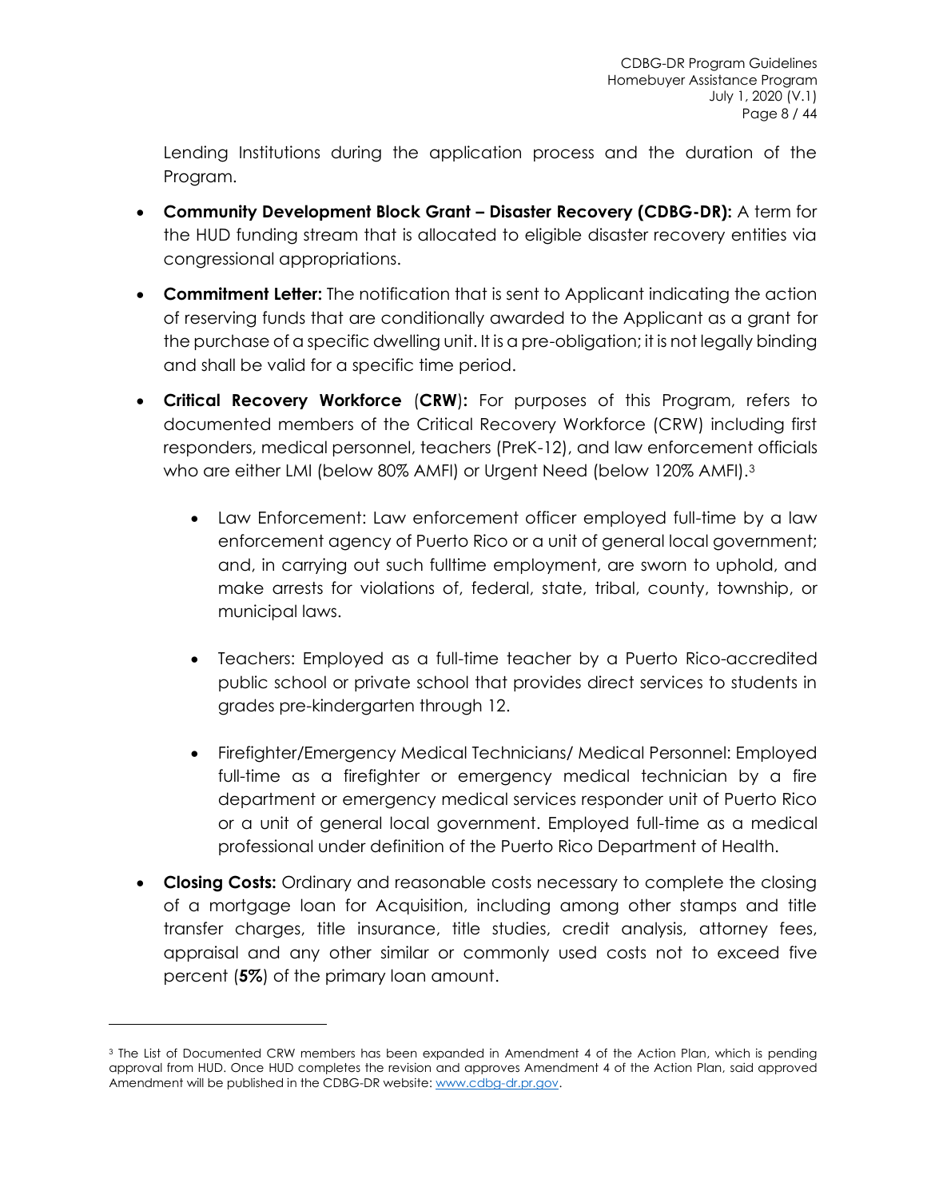Lending Institutions during the application process and the duration of the Program.

- **Community Development Block Grant – Disaster Recovery (CDBG-DR):** A term for the HUD funding stream that is allocated to eligible disaster recovery entities via congressional appropriations.
- **Commitment Letter:** The notification that is sent to Applicant indicating the action of reserving funds that are conditionally awarded to the Applicant as a grant for the purchase of a specific dwelling unit. It is a pre-obligation; it is not legally binding and shall be valid for a specific time period.
- **Critical Recovery Workforce** (**CRW**)**:** For purposes of this Program, refers to documented members of the Critical Recovery Workforce (CRW) including first responders, medical personnel, teachers (PreK-12), and law enforcement officials who are either LMI (below 80% AMFI) or Urgent Need (below 120% AMFI).[3]
    - Law Enforcement: Law enforcement officer employed full-time by a law enforcement agency of Puerto Rico or a unit of general local government; and, in carrying out such fulltime employment, are sworn to uphold, and make arrests for violations of, federal, state, tribal, county, township, or municipal laws.
    - Teachers: Employed as a full-time teacher by a Puerto Rico-accredited public school or private school that provides direct services to students in grades pre-kindergarten through 12.
    - Firefighter/Emergency Medical Technicians/ Medical Personnel: Employed full-time as a firefighter or emergency medical technician by a fire department or emergency medical services responder unit of Puerto Rico or a unit of general local government. Employed full-time as a medical professional under definition of the Puerto Rico Department of Health.
- **Closing Costs:** Ordinary and reasonable costs necessary to complete the closing of a mortgage loan for Acquisition, including among other stamps and title transfer charges, title insurance, title studies, credit analysis, attorney fees, appraisal and any other similar or commonly used costs not to exceed five percent (**5%**) of the primary loan amount.

---

[3] The List of Documented CRW members has been expanded in Amendment 4 of the Action Plan, which is pending approval from HUD. Once HUD completes the revision and approves Amendment 4 of the Action Plan, said approved Amendment will be published in the CDBG-DR website: www.cdbg-dr.pr.gov.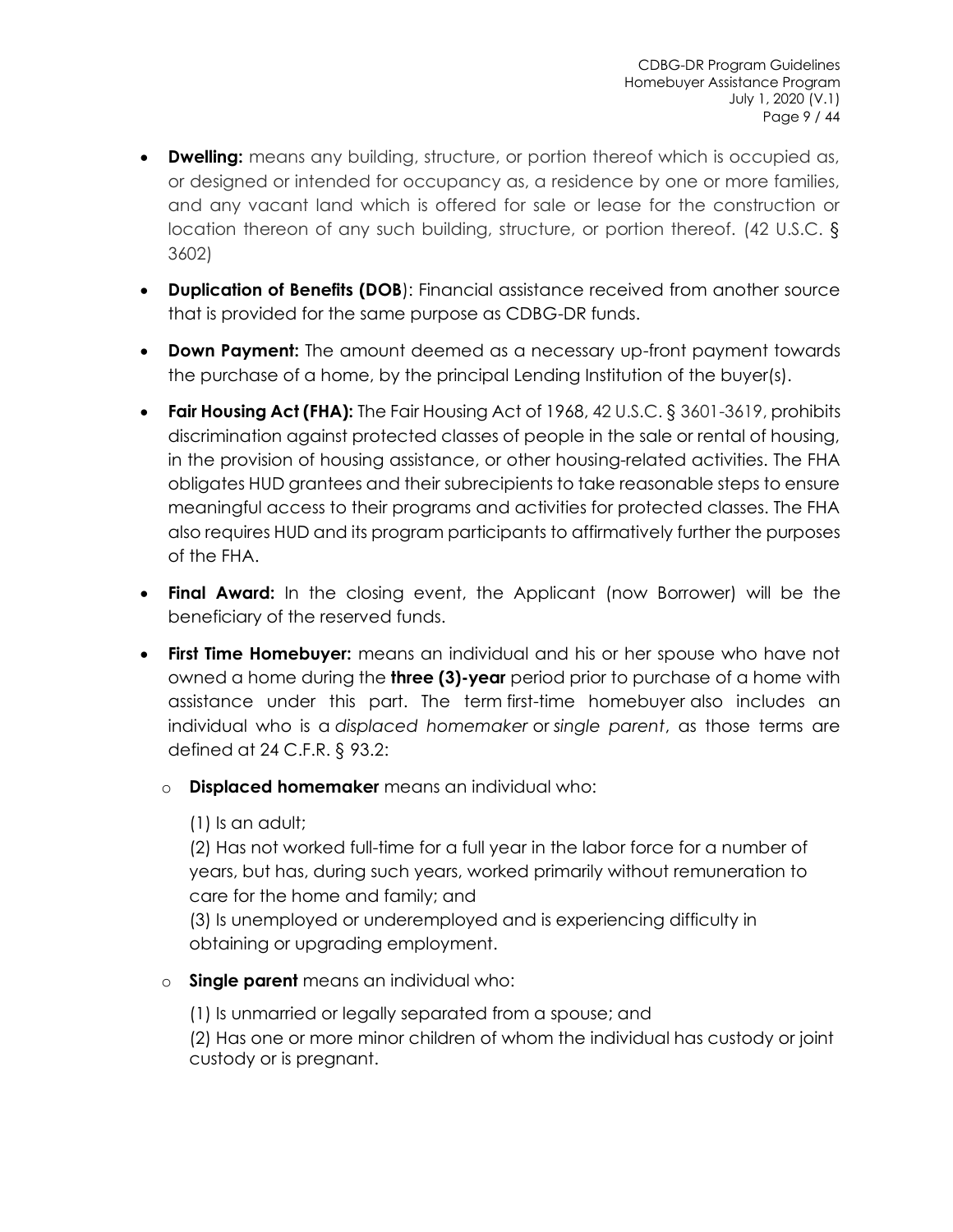- **Dwelling:** means any building, structure, or portion thereof which is occupied as, or designed or intended for occupancy as, a residence by one or more families, and any vacant land which is offered for sale or lease for the construction or location thereon of any such building, structure, or portion thereof. (42 U.S.C. § 3602)

- **Duplication of Benefits (DOB**): Financial assistance received from another source that is provided for the same purpose as CDBG-DR funds.

- **Down Payment:** The amount deemed as a necessary up-front payment towards the purchase of a home, by the principal Lending Institution of the buyer(s).

- **Fair Housing Act (FHA):** The Fair Housing Act of 1968, 42 U.S.C. § 3601-3619, prohibits discrimination against protected classes of people in the sale or rental of housing, in the provision of housing assistance, or other housing-related activities. The FHA obligates HUD grantees and their subrecipients to take reasonable steps to ensure meaningful access to their programs and activities for protected classes. The FHA also requires HUD and its program participants to affirmatively further the purposes of the FHA.

- **Final Award:** In the closing event, the Applicant (now Borrower) will be the beneficiary of the reserved funds.

- **First Time Homebuyer:** means an individual and his or her spouse who have not owned a home during the **three (3)-year** period prior to purchase of a home with assistance under this part. The term first-time homebuyer also includes an individual who is a *displaced homemaker* or *single parent*, as those terms are defined at 24 C.F.R. § 93.2:

  - **Displaced homemaker** means an individual who:

    (1) Is an adult;
    (2) Has not worked full-time for a full year in the labor force for a number of years, but has, during such years, worked primarily without remuneration to care for the home and family; and
    (3) Is unemployed or underemployed and is experiencing difficulty in obtaining or upgrading employment.

  - **Single parent** means an individual who:

    (1) Is unmarried or legally separated from a spouse; and
    (2) Has one or more minor children of whom the individual has custody or joint custody or is pregnant.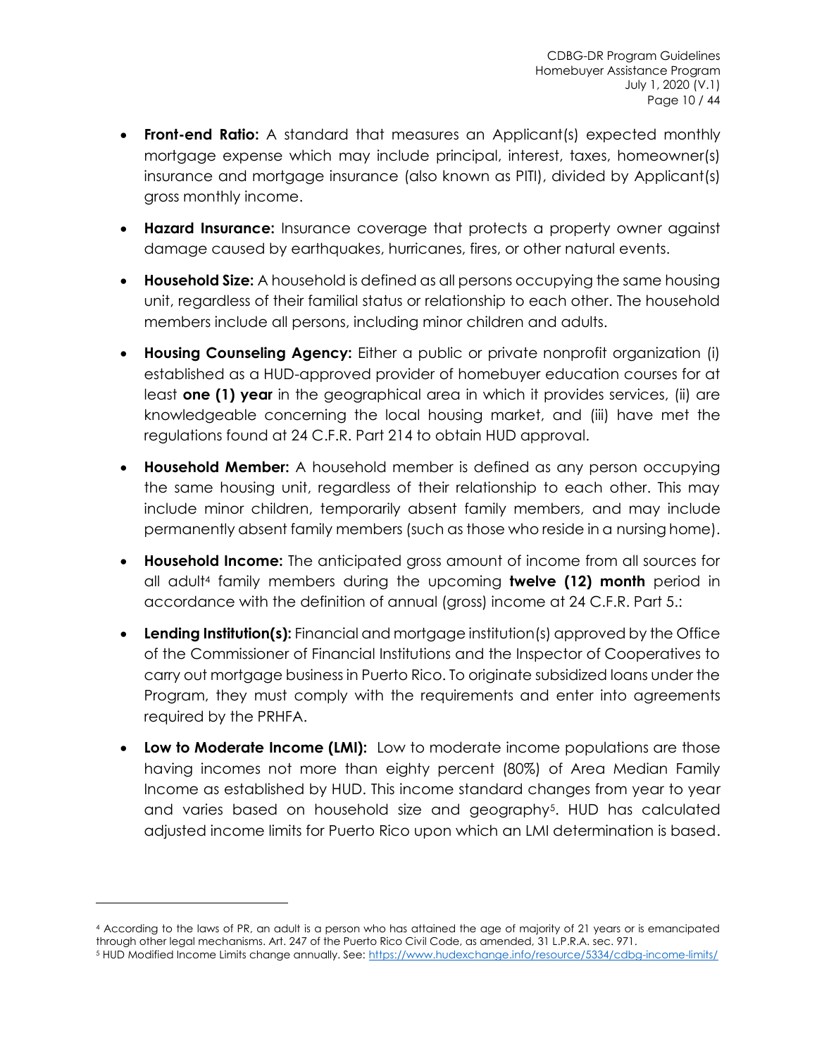- **Front-end Ratio:** A standard that measures an Applicant(s) expected monthly mortgage expense which may include principal, interest, taxes, homeowner(s) insurance and mortgage insurance (also known as PITI), divided by Applicant(s) gross monthly income.

- **Hazard Insurance:** Insurance coverage that protects a property owner against damage caused by earthquakes, hurricanes, fires, or other natural events.

- **Household Size:** A household is defined as all persons occupying the same housing unit, regardless of their familial status or relationship to each other. The household members include all persons, including minor children and adults.

- **Housing Counseling Agency:** Either a public or private nonprofit organization (i) established as a HUD-approved provider of homebuyer education courses for at least **one (1) year** in the geographical area in which it provides services, (ii) are knowledgeable concerning the local housing market, and (iii) have met the regulations found at 24 C.F.R. Part 214 to obtain HUD approval.

- **Household Member:** A household member is defined as any person occupying the same housing unit, regardless of their relationship to each other. This may include minor children, temporarily absent family members, and may include permanently absent family members (such as those who reside in a nursing home).

- **Household Income:** The anticipated gross amount of income from all sources for all adult[4] family members during the upcoming **twelve (12) month** period in accordance with the definition of annual (gross) income at 24 C.F.R. Part 5.:

- **Lending Institution(s):** Financial and mortgage institution(s) approved by the Office of the Commissioner of Financial Institutions and the Inspector of Cooperatives to carry out mortgage business in Puerto Rico. To originate subsidized loans under the Program, they must comply with the requirements and enter into agreements required by the PRHFA.

- **Low to Moderate Income (LMI):** Low to moderate income populations are those having incomes not more than eighty percent (80%) of Area Median Family Income as established by HUD. This income standard changes from year to year and varies based on household size and geography[5]. HUD has calculated adjusted income limits for Puerto Rico upon which an LMI determination is based.

---

[4] According to the laws of PR, an adult is a person who has attained the age of majority of 21 years or is emancipated through other legal mechanisms. Art. 247 of the Puerto Rico Civil Code, as amended, 31 L.P.R.A. sec. 971.

[5] HUD Modified Income Limits change annually. See: https://www.hudexchange.info/resource/5334/cdbg-income-limits/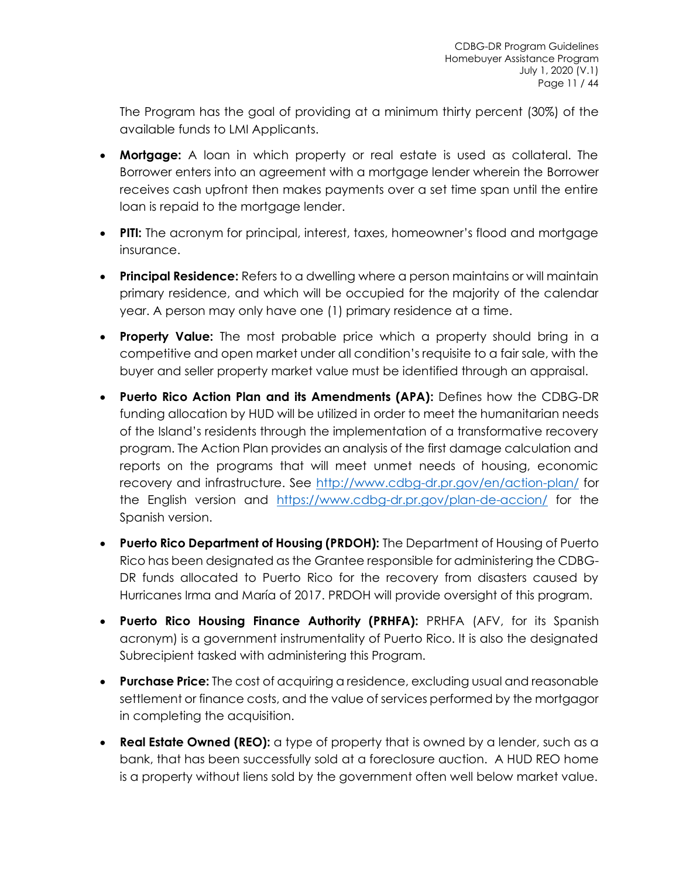The Program has the goal of providing at a minimum thirty percent (30%) of the available funds to LMI Applicants.

- **Mortgage:** A loan in which property or real estate is used as collateral. The Borrower enters into an agreement with a mortgage lender wherein the Borrower receives cash upfront then makes payments over a set time span until the entire loan is repaid to the mortgage lender.
- **PITI:** The acronym for principal, interest, taxes, homeowner's flood and mortgage insurance.
- **Principal Residence:** Refers to a dwelling where a person maintains or will maintain primary residence, and which will be occupied for the majority of the calendar year. A person may only have one (1) primary residence at a time.
- **Property Value:** The most probable price which a property should bring in a competitive and open market under all condition's requisite to a fair sale, with the buyer and seller property market value must be identified through an appraisal.
- **Puerto Rico Action Plan and its Amendments (APA):** Defines how the CDBG-DR funding allocation by HUD will be utilized in order to meet the humanitarian needs of the Island's residents through the implementation of a transformative recovery program. The Action Plan provides an analysis of the first damage calculation and reports on the programs that will meet unmet needs of housing, economic recovery and infrastructure. See [http://www.cdbg-dr.pr.gov/en/action-plan/](http://www.cdbg-dr.pr.gov/en/action-plan/) for the English version and [https://www.cdbg-dr.pr.gov/plan-de-accion/](https://www.cdbg-dr.pr.gov/plan-de-accion/) for the Spanish version.
- **Puerto Rico Department of Housing (PRDOH):** The Department of Housing of Puerto Rico has been designated as the Grantee responsible for administering the CDBG-DR funds allocated to Puerto Rico for the recovery from disasters caused by Hurricanes Irma and María of 2017. PRDOH will provide oversight of this program.
- **Puerto Rico Housing Finance Authority (PRHFA):** PRHFA (AFV, for its Spanish acronym) is a government instrumentality of Puerto Rico. It is also the designated Subrecipient tasked with administering this Program.
- **Purchase Price:** The cost of acquiring a residence, excluding usual and reasonable settlement or finance costs, and the value of services performed by the mortgagor in completing the acquisition.
- **Real Estate Owned (REO):** a type of property that is owned by a lender, such as a bank, that has been successfully sold at a foreclosure auction. A HUD REO home is a property without liens sold by the government often well below market value.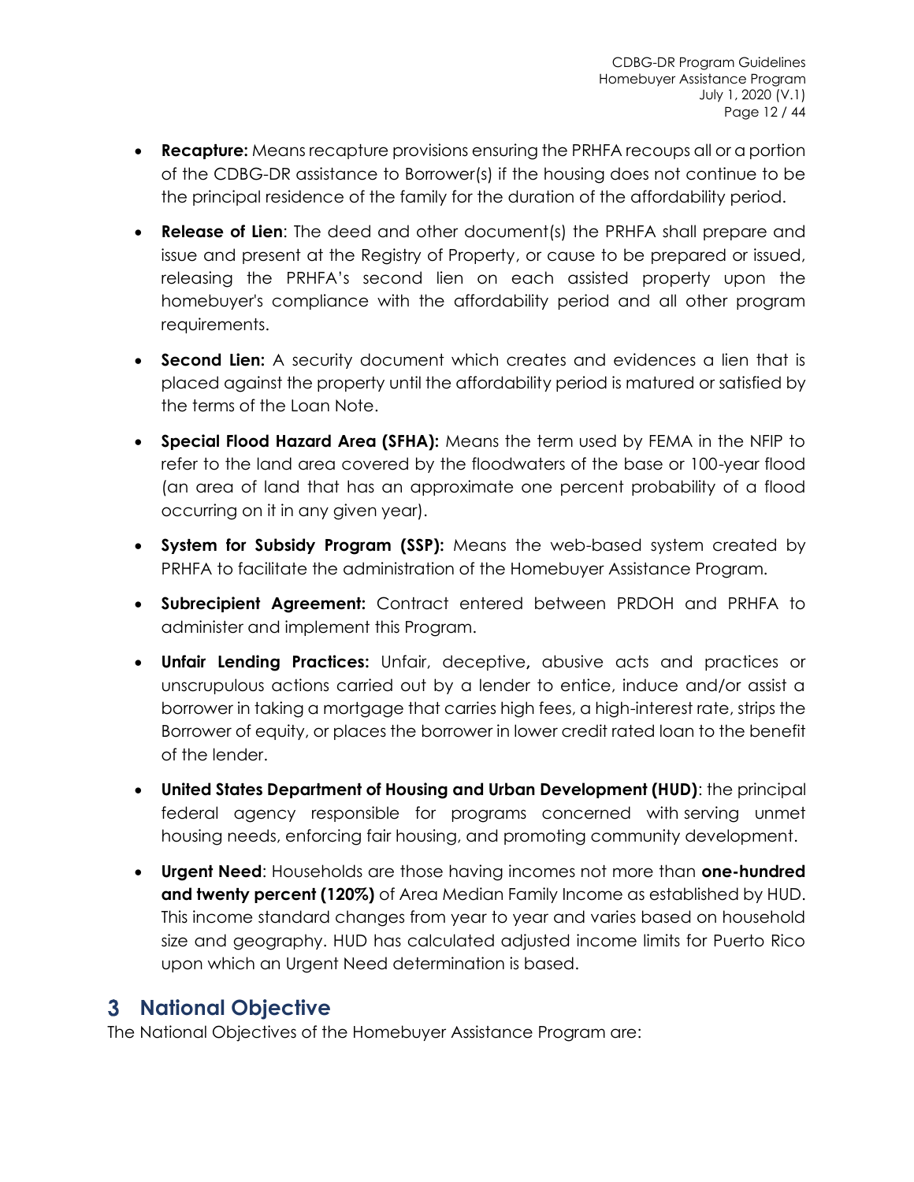- **Recapture:** Means recapture provisions ensuring the PRHFA recoups all or a portion of the CDBG-DR assistance to Borrower(s) if the housing does not continue to be the principal residence of the family for the duration of the affordability period.
- **Release of Lien**: The deed and other document(s) the PRHFA shall prepare and issue and present at the Registry of Property, or cause to be prepared or issued, releasing the PRHFA's second lien on each assisted property upon the homebuyer's compliance with the affordability period and all other program requirements.
- **Second Lien:** A security document which creates and evidences a lien that is placed against the property until the affordability period is matured or satisfied by the terms of the Loan Note.
- **Special Flood Hazard Area (SFHA):** Means the term used by FEMA in the NFIP to refer to the land area covered by the floodwaters of the base or 100-year flood (an area of land that has an approximate one percent probability of a flood occurring on it in any given year).
- **System for Subsidy Program (SSP):** Means the web-based system created by PRHFA to facilitate the administration of the Homebuyer Assistance Program.
- **Subrecipient Agreement:** Contract entered between PRDOH and PRHFA to administer and implement this Program.
- **Unfair Lending Practices:** Unfair, deceptive**,** abusive acts and practices or unscrupulous actions carried out by a lender to entice, induce and/or assist a borrower in taking a mortgage that carries high fees, a high-interest rate, strips the Borrower of equity, or places the borrower in lower credit rated loan to the benefit of the lender.
- **United States Department of Housing and Urban Development (HUD)**: the principal federal agency responsible for programs concerned with serving unmet housing needs, enforcing fair housing, and promoting community development.
- **Urgent Need**: Households are those having incomes not more than **one-hundred and twenty percent (120%)** of Area Median Family Income as established by HUD. This income standard changes from year to year and varies based on household size and geography. HUD has calculated adjusted income limits for Puerto Rico upon which an Urgent Need determination is based.

# 3 National Objective

The National Objectives of the Homebuyer Assistance Program are: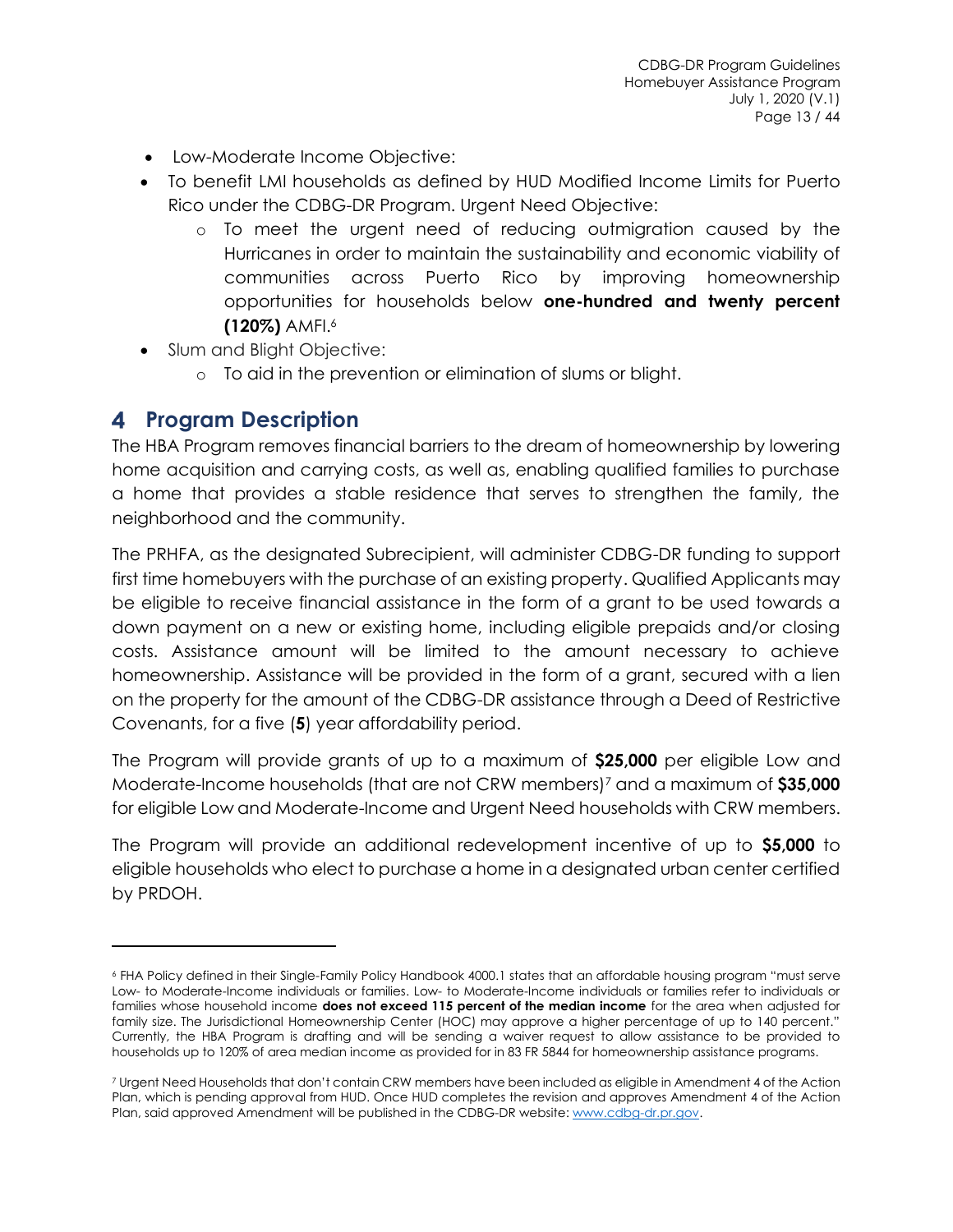- Low-Moderate Income Objective:
- To benefit LMI households as defined by HUD Modified Income Limits for Puerto Rico under the CDBG-DR Program. Urgent Need Objective:
    - To meet the urgent need of reducing outmigration caused by the Hurricanes in order to maintain the sustainability and economic viability of communities across Puerto Rico by improving homeownership opportunities for households below **one-hundred and twenty percent (120%)** AMFI.[6]
- Slum and Blight Objective:
    - To aid in the prevention or elimination of slums or blight.

# 4 Program Description

The HBA Program removes financial barriers to the dream of homeownership by lowering home acquisition and carrying costs, as well as, enabling qualified families to purchase a home that provides a stable residence that serves to strengthen the family, the neighborhood and the community.

The PRHFA, as the designated Subrecipient, will administer CDBG-DR funding to support first time homebuyers with the purchase of an existing property. Qualified Applicants may be eligible to receive financial assistance in the form of a grant to be used towards a down payment on a new or existing home, including eligible prepaids and/or closing costs. Assistance amount will be limited to the amount necessary to achieve homeownership. Assistance will be provided in the form of a grant, secured with a lien on the property for the amount of the CDBG-DR assistance through a Deed of Restrictive Covenants, for a five (**5**) year affordability period.

The Program will provide grants of up to a maximum of **$25,000** per eligible Low and Moderate-Income households (that are not CRW members)[7] and a maximum of **$35,000** for eligible Low and Moderate-Income and Urgent Need households with CRW members.

The Program will provide an additional redevelopment incentive of up to **$5,000** to eligible households who elect to purchase a home in a designated urban center certified by PRDOH.

---

[6] FHA Policy defined in their Single-Family Policy Handbook 4000.1 states that an affordable housing program "must serve Low- to Moderate-Income individuals or families. Low- to Moderate-Income individuals or families refer to individuals or families whose household income **does not exceed 115 percent of the median income** for the area when adjusted for family size. The Jurisdictional Homeownership Center (HOC) may approve a higher percentage of up to 140 percent." Currently, the HBA Program is drafting and will be sending a waiver request to allow assistance to be provided to households up to 120% of area median income as provided for in 83 FR 5844 for homeownership assistance programs.

[7] Urgent Need Households that don't contain CRW members have been included as eligible in Amendment 4 of the Action Plan, which is pending approval from HUD. Once HUD completes the revision and approves Amendment 4 of the Action Plan, said approved Amendment will be published in the CDBG-DR website: www.cdbg-dr.pr.gov.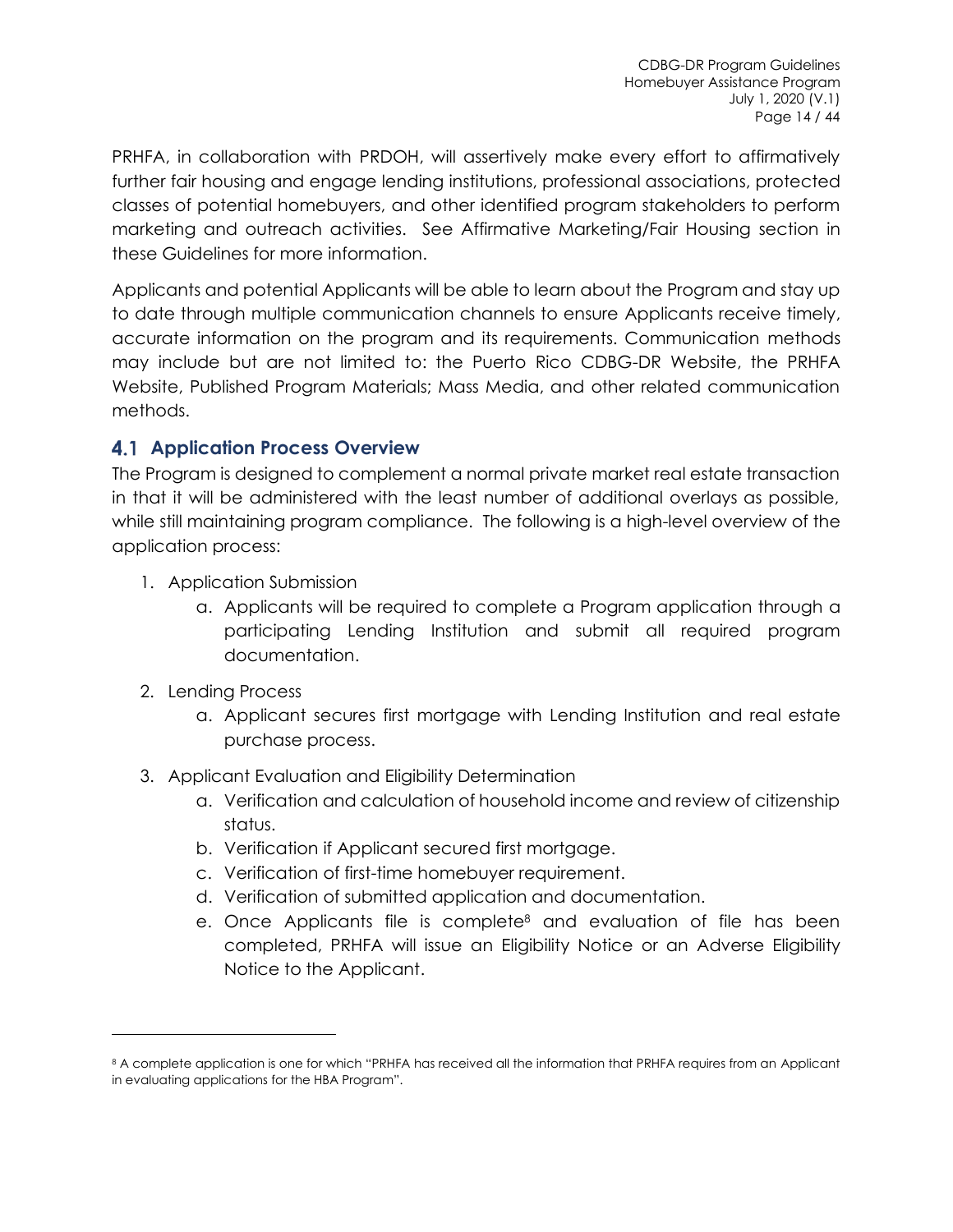PRHFA, in collaboration with PRDOH, will assertively make every effort to affirmatively further fair housing and engage lending institutions, professional associations, protected classes of potential homebuyers, and other identified program stakeholders to perform marketing and outreach activities. See Affirmative Marketing/Fair Housing section in these Guidelines for more information.

Applicants and potential Applicants will be able to learn about the Program and stay up to date through multiple communication channels to ensure Applicants receive timely, accurate information on the program and its requirements. Communication methods may include but are not limited to: the Puerto Rico CDBG-DR Website, the PRHFA Website, Published Program Materials; Mass Media, and other related communication methods.

## 4.1 Application Process Overview

The Program is designed to complement a normal private market real estate transaction in that it will be administered with the least number of additional overlays as possible, while still maintaining program compliance. The following is a high-level overview of the application process:

1. Application Submission
    a. Applicants will be required to complete a Program application through a participating Lending Institution and submit all required program documentation.
2. Lending Process
    a. Applicant secures first mortgage with Lending Institution and real estate purchase process.
3. Applicant Evaluation and Eligibility Determination
    a. Verification and calculation of household income and review of citizenship status.
    b. Verification if Applicant secured first mortgage.
    c. Verification of first-time homebuyer requirement.
    d. Verification of submitted application and documentation.
    e. Once Applicants file is complete[8] and evaluation of file has been completed, PRHFA will issue an Eligibility Notice or an Adverse Eligibility Notice to the Applicant.

---

[8] A complete application is one for which "PRHFA has received all the information that PRHFA requires from an Applicant in evaluating applications for the HBA Program".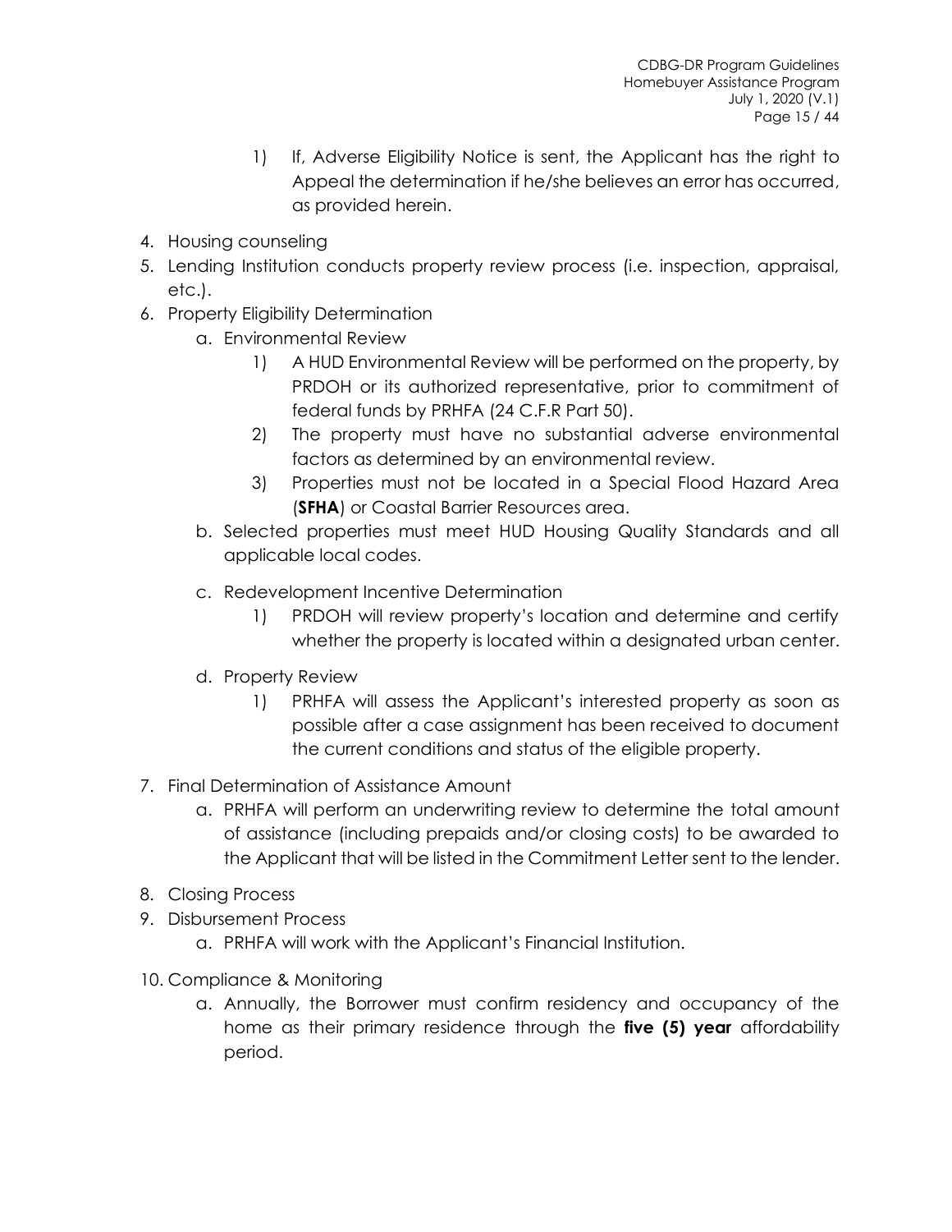1) If, Adverse Eligibility Notice is sent, the Applicant has the right to Appeal the determination if he/she believes an error has occurred, as provided herein.

4. Housing counseling
5. Lending Institution conducts property review process (i.e. inspection, appraisal, etc.).
6. Property Eligibility Determination
    a. Environmental Review
        1) A HUD Environmental Review will be performed on the property, by PRDOH or its authorized representative, prior to commitment of federal funds by PRHFA (24 C.F.R Part 50).
        2) The property must have no substantial adverse environmental factors as determined by an environmental review.
        3) Properties must not be located in a Special Flood Hazard Area (**SFHA**) or Coastal Barrier Resources area.
    b. Selected properties must meet HUD Housing Quality Standards and all applicable local codes.
    c. Redevelopment Incentive Determination
        1) PRDOH will review property's location and determine and certify whether the property is located within a designated urban center.
    d. Property Review
        1) PRHFA will assess the Applicant's interested property as soon as possible after a case assignment has been received to document the current conditions and status of the eligible property.
7. Final Determination of Assistance Amount
    a. PRHFA will perform an underwriting review to determine the total amount of assistance (including prepaids and/or closing costs) to be awarded to the Applicant that will be listed in the Commitment Letter sent to the lender.
8. Closing Process
9. Disbursement Process
    a. PRHFA will work with the Applicant's Financial Institution.
10. Compliance & Monitoring
    a. Annually, the Borrower must confirm residency and occupancy of the home as their primary residence through the **five (5) year** affordability period.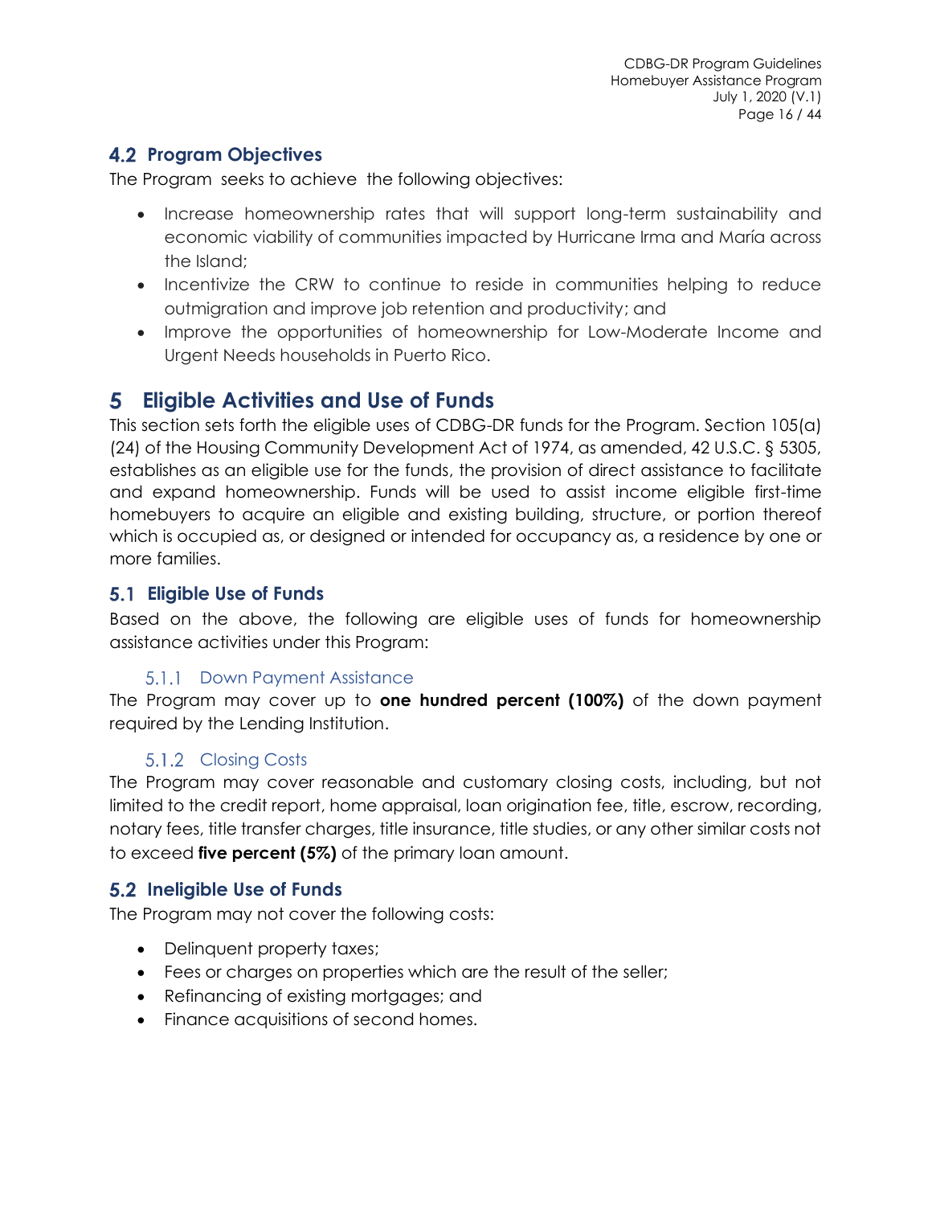## 4.2 Program Objectives

The Program seeks to achieve the following objectives:

- Increase homeownership rates that will support long-term sustainability and economic viability of communities impacted by Hurricane Irma and María across the Island;
- Incentivize the CRW to continue to reside in communities helping to reduce outmigration and improve job retention and productivity; and
- Improve the opportunities of homeownership for Low-Moderate Income and Urgent Needs households in Puerto Rico.

# 5 Eligible Activities and Use of Funds

This section sets forth the eligible uses of CDBG-DR funds for the Program. Section 105(a)(24) of the Housing Community Development Act of 1974, as amended, 42 U.S.C. § 5305, establishes as an eligible use for the funds, the provision of direct assistance to facilitate and expand homeownership. Funds will be used to assist income eligible first-time homebuyers to acquire an eligible and existing building, structure, or portion thereof which is occupied as, or designed or intended for occupancy as, a residence by one or more families.

## 5.1 Eligible Use of Funds

Based on the above, the following are eligible uses of funds for homeownership assistance activities under this Program:

### 5.1.1 Down Payment Assistance

The Program may cover up to **one hundred percent (100%)** of the down payment required by the Lending Institution.

### 5.1.2 Closing Costs

The Program may cover reasonable and customary closing costs, including, but not limited to the credit report, home appraisal, loan origination fee, title, escrow, recording, notary fees, title transfer charges, title insurance, title studies, or any other similar costs not to exceed **five percent (5%)** of the primary loan amount.

## 5.2 Ineligible Use of Funds

The Program may not cover the following costs:

- Delinquent property taxes;
- Fees or charges on properties which are the result of the seller;
- Refinancing of existing mortgages; and
- Finance acquisitions of second homes.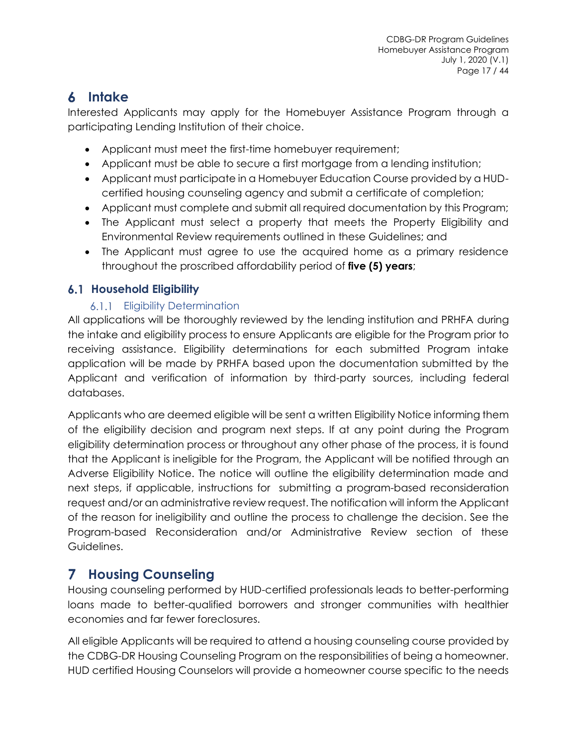# 6 Intake

Interested Applicants may apply for the Homebuyer Assistance Program through a participating Lending Institution of their choice.

- Applicant must meet the first-time homebuyer requirement;
- Applicant must be able to secure a first mortgage from a lending institution;
- Applicant must participate in a Homebuyer Education Course provided by a HUD-certified housing counseling agency and submit a certificate of completion;
- Applicant must complete and submit all required documentation by this Program;
- The Applicant must select a property that meets the Property Eligibility and Environmental Review requirements outlined in these Guidelines; and
- The Applicant must agree to use the acquired home as a primary residence throughout the proscribed affordability period of **five (5) years**;

## 6.1 Household Eligibility

### 6.1.1 Eligibility Determination

All applications will be thoroughly reviewed by the lending institution and PRHFA during the intake and eligibility process to ensure Applicants are eligible for the Program prior to receiving assistance. Eligibility determinations for each submitted Program intake application will be made by PRHFA based upon the documentation submitted by the Applicant and verification of information by third-party sources, including federal databases.

Applicants who are deemed eligible will be sent a written Eligibility Notice informing them of the eligibility decision and program next steps. If at any point during the Program eligibility determination process or throughout any other phase of the process, it is found that the Applicant is ineligible for the Program, the Applicant will be notified through an Adverse Eligibility Notice. The notice will outline the eligibility determination made and next steps, if applicable, instructions for submitting a program-based reconsideration request and/or an administrative review request. The notification will inform the Applicant of the reason for ineligibility and outline the process to challenge the decision. See the Program-based Reconsideration and/or Administrative Review section of these Guidelines.

# 7 Housing Counseling

Housing counseling performed by HUD-certified professionals leads to better-performing loans made to better-qualified borrowers and stronger communities with healthier economies and far fewer foreclosures.

All eligible Applicants will be required to attend a housing counseling course provided by the CDBG-DR Housing Counseling Program on the responsibilities of being a homeowner. HUD certified Housing Counselors will provide a homeowner course specific to the needs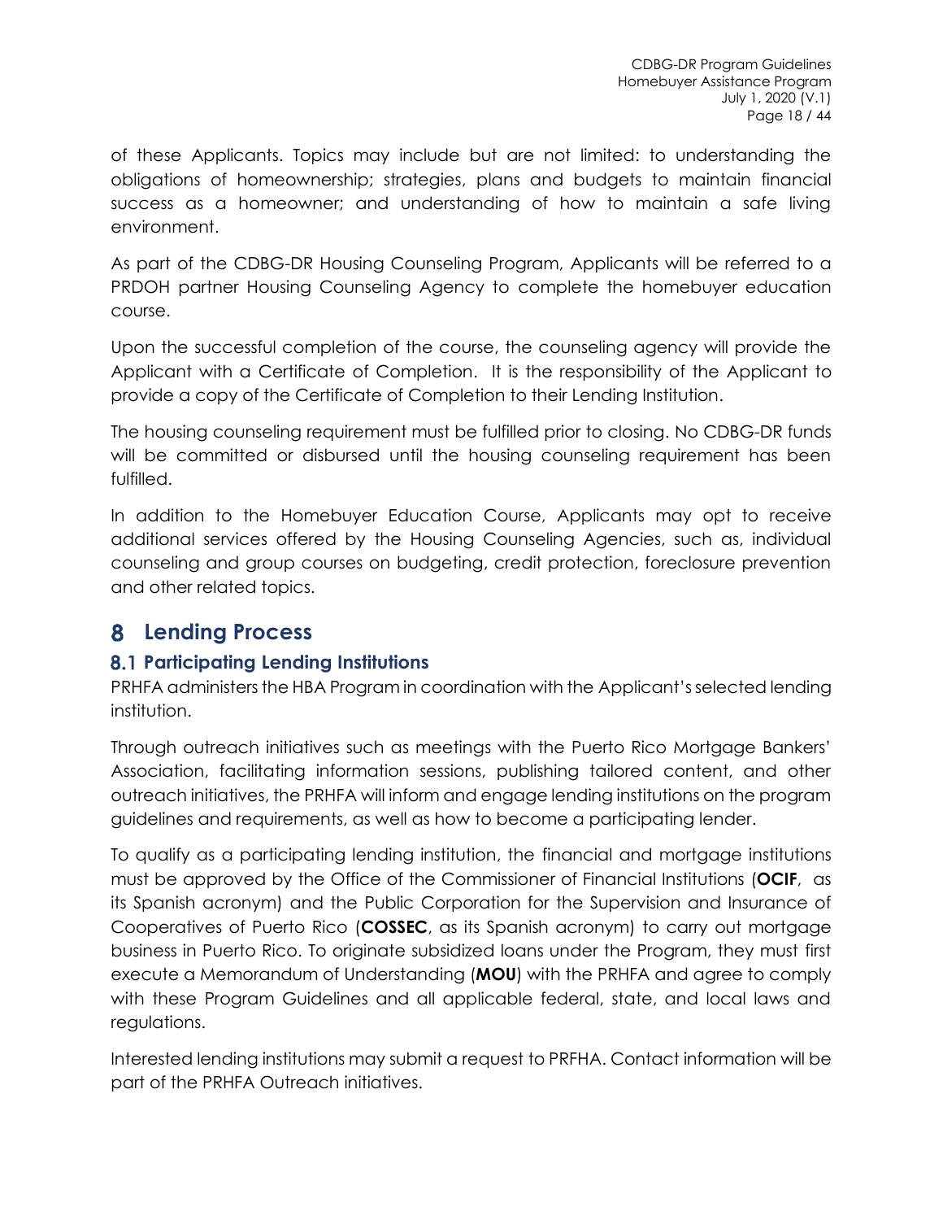of these Applicants. Topics may include but are not limited: to understanding the obligations of homeownership; strategies, plans and budgets to maintain financial success as a homeowner; and understanding of how to maintain a safe living environment.

As part of the CDBG-DR Housing Counseling Program, Applicants will be referred to a PRDOH partner Housing Counseling Agency to complete the homebuyer education course.

Upon the successful completion of the course, the counseling agency will provide the Applicant with a Certificate of Completion. It is the responsibility of the Applicant to provide a copy of the Certificate of Completion to their Lending Institution.

The housing counseling requirement must be fulfilled prior to closing. No CDBG-DR funds will be committed or disbursed until the housing counseling requirement has been fulfilled.

In addition to the Homebuyer Education Course, Applicants may opt to receive additional services offered by the Housing Counseling Agencies, such as, individual counseling and group courses on budgeting, credit protection, foreclosure prevention and other related topics.

# 8 Lending Process

## 8.1 Participating Lending Institutions

PRHFA administers the HBA Program in coordination with the Applicant's selected lending institution.

Through outreach initiatives such as meetings with the Puerto Rico Mortgage Bankers' Association, facilitating information sessions, publishing tailored content, and other outreach initiatives, the PRHFA will inform and engage lending institutions on the program guidelines and requirements, as well as how to become a participating lender.

To qualify as a participating lending institution, the financial and mortgage institutions must be approved by the Office of the Commissioner of Financial Institutions (**OCIF**, as its Spanish acronym) and the Public Corporation for the Supervision and Insurance of Cooperatives of Puerto Rico (**COSSEC**, as its Spanish acronym) to carry out mortgage business in Puerto Rico. To originate subsidized loans under the Program, they must first execute a Memorandum of Understanding (**MOU**) with the PRHFA and agree to comply with these Program Guidelines and all applicable federal, state, and local laws and regulations.

Interested lending institutions may submit a request to PRFHA. Contact information will be part of the PRHFA Outreach initiatives.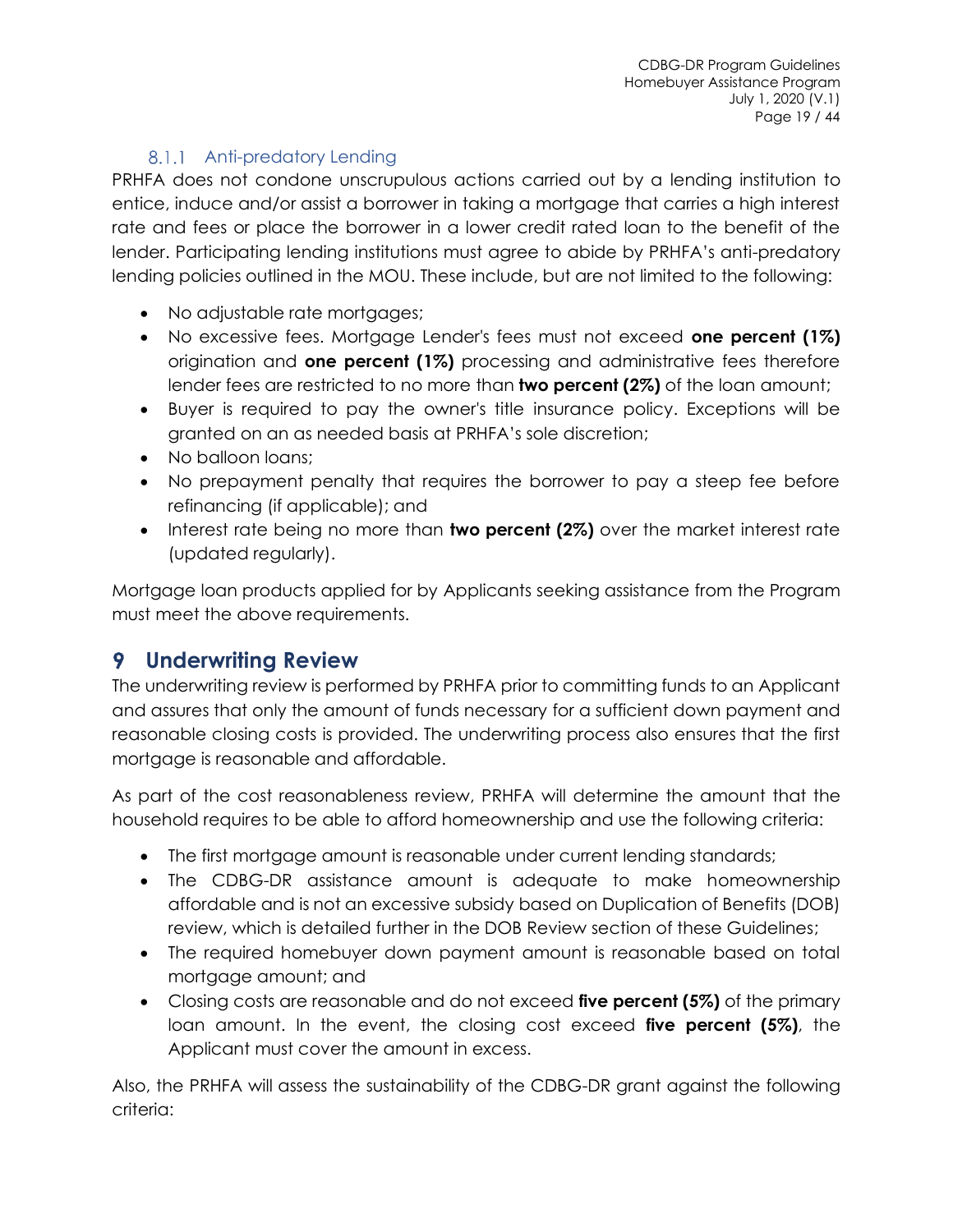### 8.1.1 Anti-predatory Lending

PRHFA does not condone unscrupulous actions carried out by a lending institution to entice, induce and/or assist a borrower in taking a mortgage that carries a high interest rate and fees or place the borrower in a lower credit rated loan to the benefit of the lender. Participating lending institutions must agree to abide by PRHFA's anti-predatory lending policies outlined in the MOU. These include, but are not limited to the following:

- No adjustable rate mortgages;
- No excessive fees. Mortgage Lender's fees must not exceed **one percent (1%)** origination and **one percent (1%)** processing and administrative fees therefore lender fees are restricted to no more than **two percent (2%)** of the loan amount;
- Buyer is required to pay the owner's title insurance policy. Exceptions will be granted on an as needed basis at PRHFA's sole discretion;
- No balloon loans;
- No prepayment penalty that requires the borrower to pay a steep fee before refinancing (if applicable); and
- Interest rate being no more than **two percent (2%)** over the market interest rate (updated regularly).

Mortgage loan products applied for by Applicants seeking assistance from the Program must meet the above requirements.

# 9 Underwriting Review

The underwriting review is performed by PRHFA prior to committing funds to an Applicant and assures that only the amount of funds necessary for a sufficient down payment and reasonable closing costs is provided. The underwriting process also ensures that the first mortgage is reasonable and affordable.

As part of the cost reasonableness review, PRHFA will determine the amount that the household requires to be able to afford homeownership and use the following criteria:

- The first mortgage amount is reasonable under current lending standards;
- The CDBG-DR assistance amount is adequate to make homeownership affordable and is not an excessive subsidy based on Duplication of Benefits (DOB) review, which is detailed further in the DOB Review section of these Guidelines;
- The required homebuyer down payment amount is reasonable based on total mortgage amount; and
- Closing costs are reasonable and do not exceed **five percent (5%)** of the primary loan amount. In the event, the closing cost exceed **five percent (5%)**, the Applicant must cover the amount in excess.

Also, the PRHFA will assess the sustainability of the CDBG-DR grant against the following criteria: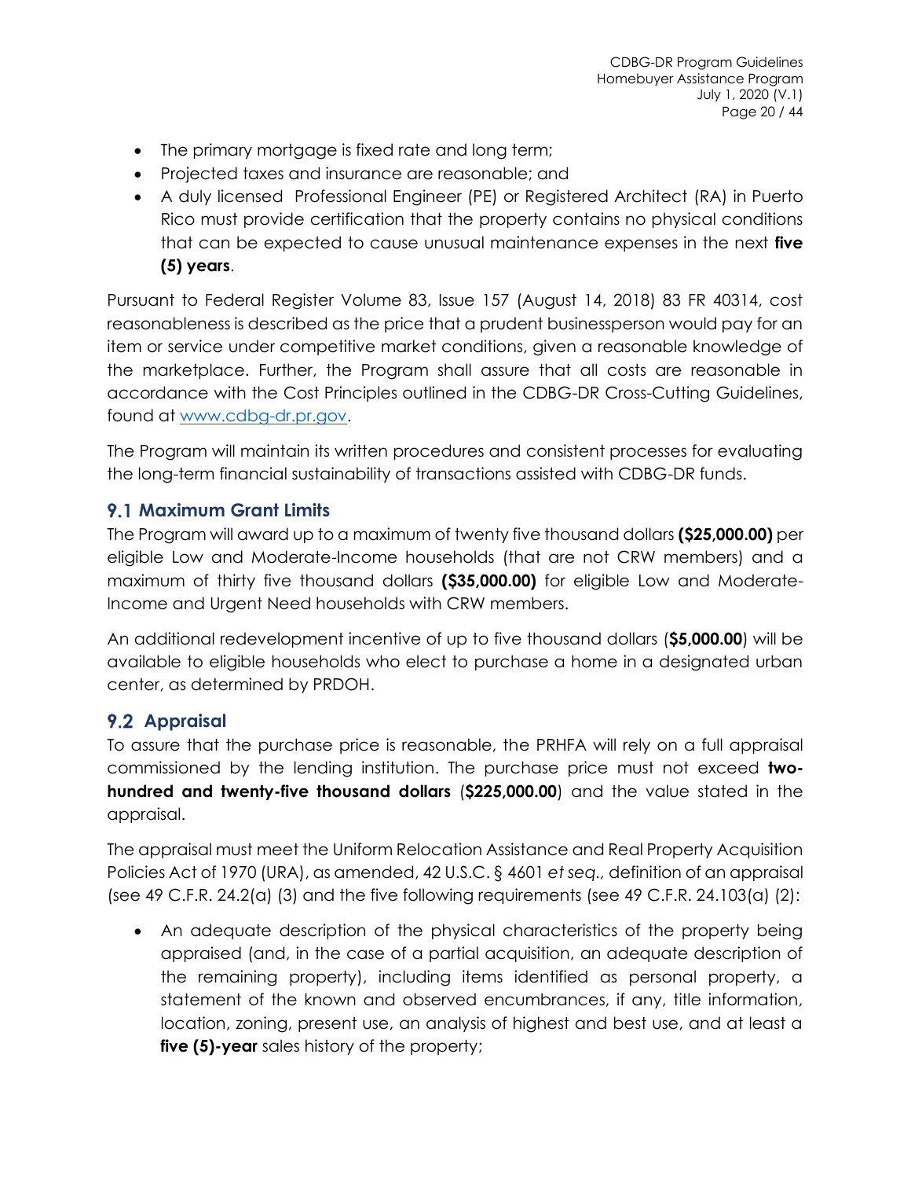- The primary mortgage is fixed rate and long term;
- Projected taxes and insurance are reasonable; and
- A duly licensed Professional Engineer (PE) or Registered Architect (RA) in Puerto Rico must provide certification that the property contains no physical conditions that can be expected to cause unusual maintenance expenses in the next **five (5) years**.

Pursuant to Federal Register Volume 83, Issue 157 (August 14, 2018) 83 FR 40314, cost reasonableness is described as the price that a prudent businessperson would pay for an item or service under competitive market conditions, given a reasonable knowledge of the marketplace. Further, the Program shall assure that all costs are reasonable in accordance with the Cost Principles outlined in the CDBG-DR Cross-Cutting Guidelines, found at www.cdbg-dr.pr.gov.

The Program will maintain its written procedures and consistent processes for evaluating the long-term financial sustainability of transactions assisted with CDBG-DR funds.

## 9.1 Maximum Grant Limits

The Program will award up to a maximum of twenty five thousand dollars **($25,000.00)** per eligible Low and Moderate-Income households (that are not CRW members) and a maximum of thirty five thousand dollars **($35,000.00)** for eligible Low and Moderate-Income and Urgent Need households with CRW members.

An additional redevelopment incentive of up to five thousand dollars (**$5,000.00**) will be available to eligible households who elect to purchase a home in a designated urban center, as determined by PRDOH.

## 9.2 Appraisal

To assure that the purchase price is reasonable, the PRHFA will rely on a full appraisal commissioned by the lending institution. The purchase price must not exceed **two-hundred and twenty-five thousand dollars** (**$225,000.00**) and the value stated in the appraisal.

The appraisal must meet the Uniform Relocation Assistance and Real Property Acquisition Policies Act of 1970 (URA), as amended, 42 U.S.C. § 4601 *et seq.*, definition of an appraisal (see 49 C.F.R. 24.2(a) (3) and the five following requirements (see 49 C.F.R. 24.103(a) (2):

- An adequate description of the physical characteristics of the property being appraised (and, in the case of a partial acquisition, an adequate description of the remaining property), including items identified as personal property, a statement of the known and observed encumbrances, if any, title information, location, zoning, present use, an analysis of highest and best use, and at least a **five (5)-year** sales history of the property;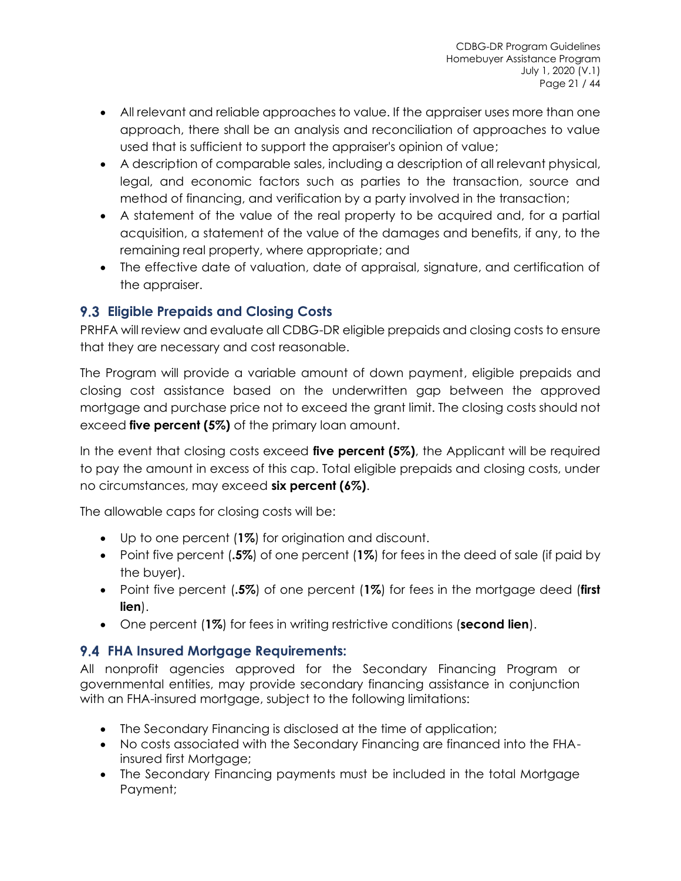- All relevant and reliable approaches to value. If the appraiser uses more than one approach, there shall be an analysis and reconciliation of approaches to value used that is sufficient to support the appraiser's opinion of value;
- A description of comparable sales, including a description of all relevant physical, legal, and economic factors such as parties to the transaction, source and method of financing, and verification by a party involved in the transaction;
- A statement of the value of the real property to be acquired and, for a partial acquisition, a statement of the value of the damages and benefits, if any, to the remaining real property, where appropriate; and
- The effective date of valuation, date of appraisal, signature, and certification of the appraiser.

## 9.3 Eligible Prepaids and Closing Costs

PRHFA will review and evaluate all CDBG-DR eligible prepaids and closing costs to ensure that they are necessary and cost reasonable.

The Program will provide a variable amount of down payment, eligible prepaids and closing cost assistance based on the underwritten gap between the approved mortgage and purchase price not to exceed the grant limit. The closing costs should not exceed **five percent (5%)** of the primary loan amount.

In the event that closing costs exceed **five percent (5%)**, the Applicant will be required to pay the amount in excess of this cap. Total eligible prepaids and closing costs, under no circumstances, may exceed **six percent (6%)**.

The allowable caps for closing costs will be:

- Up to one percent (**1%**) for origination and discount.
- Point five percent (**.5%**) of one percent (**1%**) for fees in the deed of sale (if paid by the buyer).
- Point five percent (**.5%**) of one percent (**1%**) for fees in the mortgage deed (**first lien**).
- One percent (**1%**) for fees in writing restrictive conditions (**second lien**).

## 9.4 FHA Insured Mortgage Requirements:

All nonprofit agencies approved for the Secondary Financing Program or governmental entities, may provide secondary financing assistance in conjunction with an FHA-insured mortgage, subject to the following limitations:

- The Secondary Financing is disclosed at the time of application;
- No costs associated with the Secondary Financing are financed into the FHA-insured first Mortgage;
- The Secondary Financing payments must be included in the total Mortgage Payment;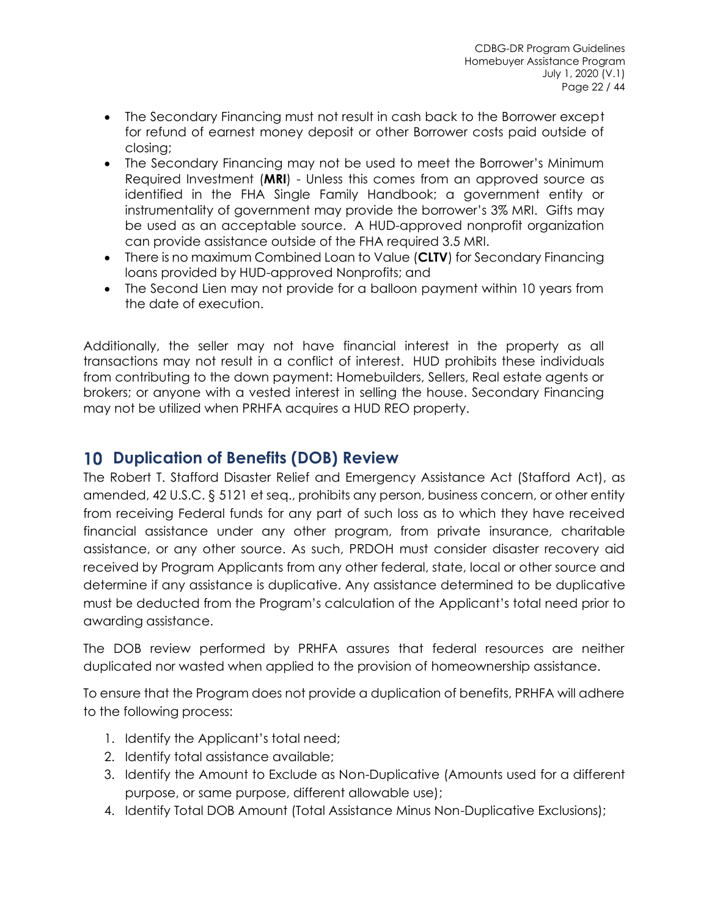- The Secondary Financing must not result in cash back to the Borrower except for refund of earnest money deposit or other Borrower costs paid outside of closing;
- The Secondary Financing may not be used to meet the Borrower's Minimum Required Investment (**MRI**) - Unless this comes from an approved source as identified in the FHA Single Family Handbook; a government entity or instrumentality of government may provide the borrower's 3% MRI. Gifts may be used as an acceptable source. A HUD-approved nonprofit organization can provide assistance outside of the FHA required 3.5 MRI.
- There is no maximum Combined Loan to Value (**CLTV**) for Secondary Financing loans provided by HUD-approved Nonprofits; and
- The Second Lien may not provide for a balloon payment within 10 years from the date of execution.

Additionally, the seller may not have financial interest in the property as all transactions may not result in a conflict of interest. HUD prohibits these individuals from contributing to the down payment: Homebuilders, Sellers, Real estate agents or brokers; or anyone with a vested interest in selling the house. Secondary Financing may not be utilized when PRHFA acquires a HUD REO property.

# 10 Duplication of Benefits (DOB) Review

The Robert T. Stafford Disaster Relief and Emergency Assistance Act (Stafford Act), as amended, 42 U.S.C. § 5121 et seq., prohibits any person, business concern, or other entity from receiving Federal funds for any part of such loss as to which they have received financial assistance under any other program, from private insurance, charitable assistance, or any other source. As such, PRDOH must consider disaster recovery aid received by Program Applicants from any other federal, state, local or other source and determine if any assistance is duplicative. Any assistance determined to be duplicative must be deducted from the Program's calculation of the Applicant's total need prior to awarding assistance.

The DOB review performed by PRHFA assures that federal resources are neither duplicated nor wasted when applied to the provision of homeownership assistance.

To ensure that the Program does not provide a duplication of benefits, PRHFA will adhere to the following process:

1. Identify the Applicant's total need;
2. Identify total assistance available;
3. Identify the Amount to Exclude as Non-Duplicative (Amounts used for a different purpose, or same purpose, different allowable use);
4. Identify Total DOB Amount (Total Assistance Minus Non-Duplicative Exclusions);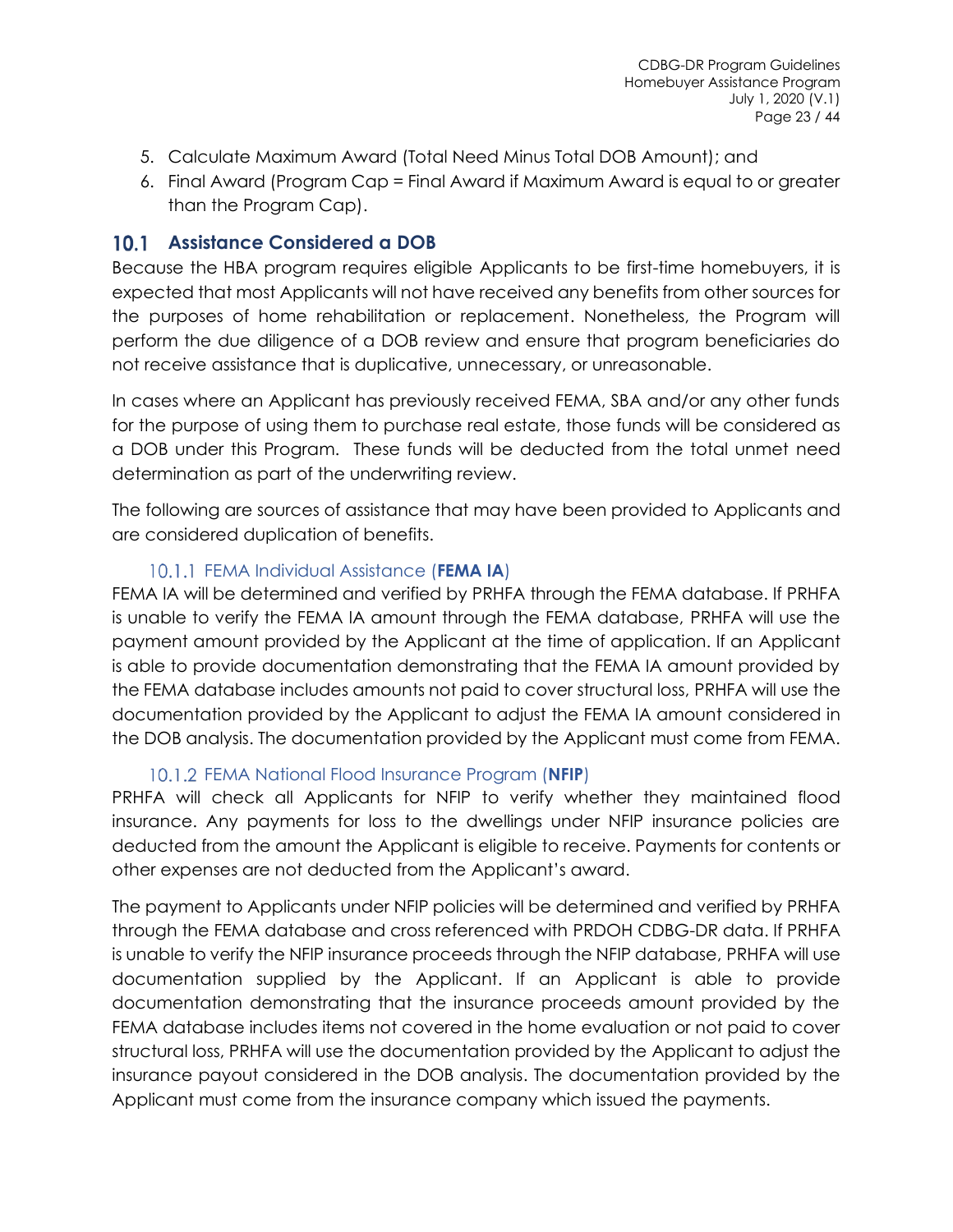5. Calculate Maximum Award (Total Need Minus Total DOB Amount); and
6. Final Award (Program Cap = Final Award if Maximum Award is equal to or greater than the Program Cap).

## 10.1 Assistance Considered a DOB

Because the HBA program requires eligible Applicants to be first-time homebuyers, it is expected that most Applicants will not have received any benefits from other sources for the purposes of home rehabilitation or replacement. Nonetheless, the Program will perform the due diligence of a DOB review and ensure that program beneficiaries do not receive assistance that is duplicative, unnecessary, or unreasonable.

In cases where an Applicant has previously received FEMA, SBA and/or any other funds for the purpose of using them to purchase real estate, those funds will be considered as a DOB under this Program. These funds will be deducted from the total unmet need determination as part of the underwriting review.

The following are sources of assistance that may have been provided to Applicants and are considered duplication of benefits.

### 10.1.1 FEMA Individual Assistance (**FEMA IA**)

FEMA IA will be determined and verified by PRHFA through the FEMA database. If PRHFA is unable to verify the FEMA IA amount through the FEMA database, PRHFA will use the payment amount provided by the Applicant at the time of application. If an Applicant is able to provide documentation demonstrating that the FEMA IA amount provided by the FEMA database includes amounts not paid to cover structural loss, PRHFA will use the documentation provided by the Applicant to adjust the FEMA IA amount considered in the DOB analysis. The documentation provided by the Applicant must come from FEMA.

### 10.1.2 FEMA National Flood Insurance Program (**NFIP**)

PRHFA will check all Applicants for NFIP to verify whether they maintained flood insurance. Any payments for loss to the dwellings under NFIP insurance policies are deducted from the amount the Applicant is eligible to receive. Payments for contents or other expenses are not deducted from the Applicant's award.

The payment to Applicants under NFIP policies will be determined and verified by PRHFA through the FEMA database and cross referenced with PRDOH CDBG-DR data. If PRHFA is unable to verify the NFIP insurance proceeds through the NFIP database, PRHFA will use documentation supplied by the Applicant. If an Applicant is able to provide documentation demonstrating that the insurance proceeds amount provided by the FEMA database includes items not covered in the home evaluation or not paid to cover structural loss, PRHFA will use the documentation provided by the Applicant to adjust the insurance payout considered in the DOB analysis. The documentation provided by the Applicant must come from the insurance company which issued the payments.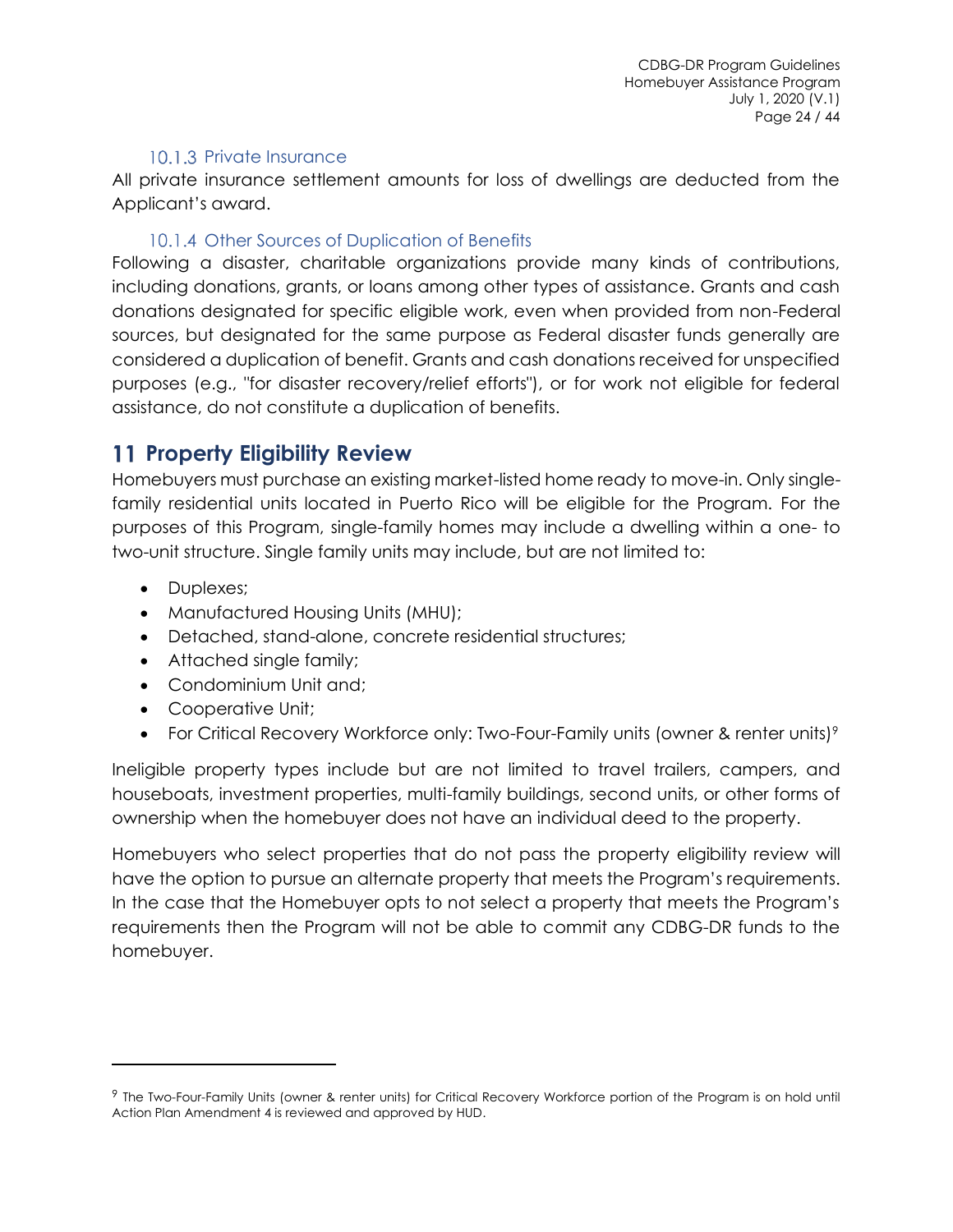#### 10.1.3 Private Insurance

All private insurance settlement amounts for loss of dwellings are deducted from the Applicant's award.

#### 10.1.4 Other Sources of Duplication of Benefits

Following a disaster, charitable organizations provide many kinds of contributions, including donations, grants, or loans among other types of assistance. Grants and cash donations designated for specific eligible work, even when provided from non-Federal sources, but designated for the same purpose as Federal disaster funds generally are considered a duplication of benefit. Grants and cash donations received for unspecified purposes (e.g., "for disaster recovery/relief efforts"), or for work not eligible for federal assistance, do not constitute a duplication of benefits.

# 11 Property Eligibility Review

Homebuyers must purchase an existing market-listed home ready to move-in. Only single-family residential units located in Puerto Rico will be eligible for the Program. For the purposes of this Program, single-family homes may include a dwelling within a one- to two-unit structure. Single family units may include, but are not limited to:

- Duplexes;
- Manufactured Housing Units (MHU);
- Detached, stand-alone, concrete residential structures;
- Attached single family;
- Condominium Unit and;
- Cooperative Unit;
- For Critical Recovery Workforce only: Two-Four-Family units (owner & renter units)[9]

Ineligible property types include but are not limited to travel trailers, campers, and houseboats, investment properties, multi-family buildings, second units, or other forms of ownership when the homebuyer does not have an individual deed to the property.

Homebuyers who select properties that do not pass the property eligibility review will have the option to pursue an alternate property that meets the Program's requirements. In the case that the Homebuyer opts to not select a property that meets the Program's requirements then the Program will not be able to commit any CDBG-DR funds to the homebuyer.

---

[9] The Two-Four-Family Units (owner & renter units) for Critical Recovery Workforce portion of the Program is on hold until Action Plan Amendment 4 is reviewed and approved by HUD.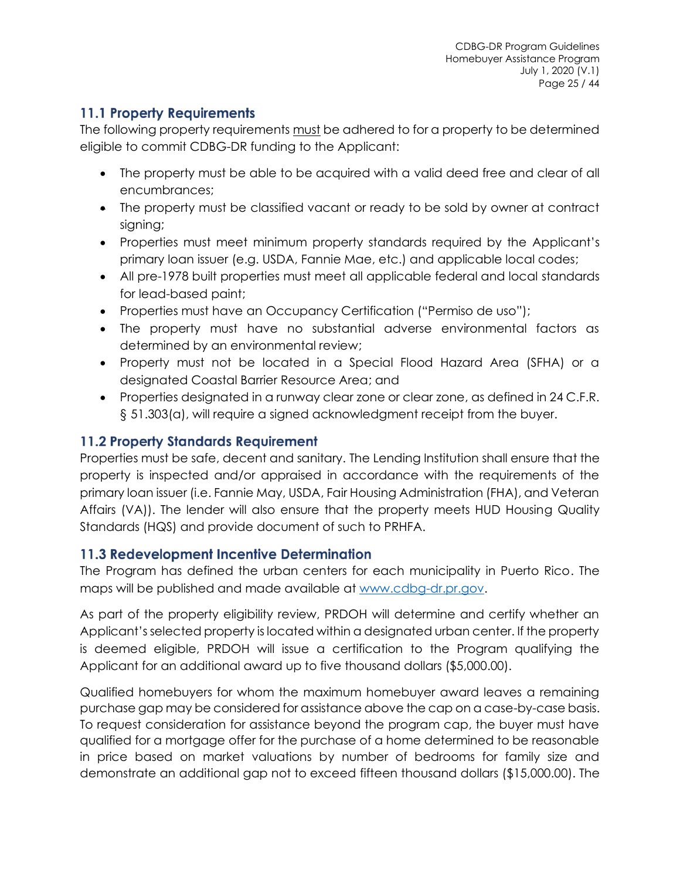## 11.1 Property Requirements

The following property requirements must be adhered to for a property to be determined eligible to commit CDBG-DR funding to the Applicant:

- The property must be able to be acquired with a valid deed free and clear of all encumbrances;
- The property must be classified vacant or ready to be sold by owner at contract signing;
- Properties must meet minimum property standards required by the Applicant's primary loan issuer (e.g. USDA, Fannie Mae, etc.) and applicable local codes;
- All pre-1978 built properties must meet all applicable federal and local standards for lead-based paint;
- Properties must have an Occupancy Certification ("Permiso de uso");
- The property must have no substantial adverse environmental factors as determined by an environmental review;
- Property must not be located in a Special Flood Hazard Area (SFHA) or a designated Coastal Barrier Resource Area; and
- Properties designated in a runway clear zone or clear zone, as defined in 24 C.F.R. § 51.303(a), will require a signed acknowledgment receipt from the buyer.

## 11.2 Property Standards Requirement

Properties must be safe, decent and sanitary. The Lending Institution shall ensure that the property is inspected and/or appraised in accordance with the requirements of the primary loan issuer (i.e. Fannie May, USDA, Fair Housing Administration (FHA), and Veteran Affairs (VA)). The lender will also ensure that the property meets HUD Housing Quality Standards (HQS) and provide document of such to PRHFA.

## 11.3 Redevelopment Incentive Determination

The Program has defined the urban centers for each municipality in Puerto Rico. The maps will be published and made available at www.cdbg-dr.pr.gov.

As part of the property eligibility review, PRDOH will determine and certify whether an Applicant's selected property is located within a designated urban center. If the property is deemed eligible, PRDOH will issue a certification to the Program qualifying the Applicant for an additional award up to five thousand dollars ($5,000.00).

Qualified homebuyers for whom the maximum homebuyer award leaves a remaining purchase gap may be considered for assistance above the cap on a case-by-case basis. To request consideration for assistance beyond the program cap, the buyer must have qualified for a mortgage offer for the purchase of a home determined to be reasonable in price based on market valuations by number of bedrooms for family size and demonstrate an additional gap not to exceed fifteen thousand dollars ($15,000.00). The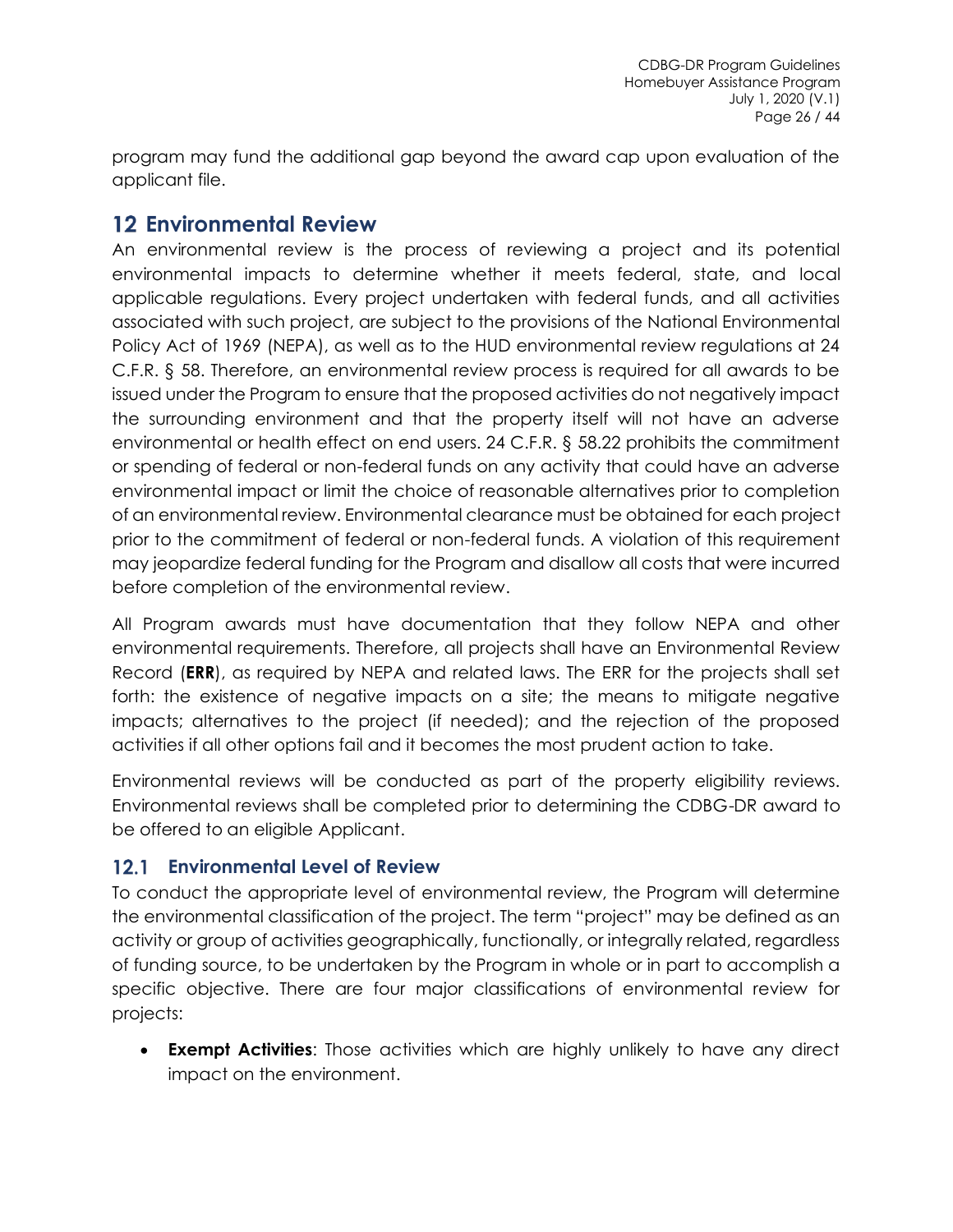program may fund the additional gap beyond the award cap upon evaluation of the applicant file.

# 12 Environmental Review

An environmental review is the process of reviewing a project and its potential environmental impacts to determine whether it meets federal, state, and local applicable regulations. Every project undertaken with federal funds, and all activities associated with such project, are subject to the provisions of the National Environmental Policy Act of 1969 (NEPA), as well as to the HUD environmental review regulations at 24 C.F.R. § 58. Therefore, an environmental review process is required for all awards to be issued under the Program to ensure that the proposed activities do not negatively impact the surrounding environment and that the property itself will not have an adverse environmental or health effect on end users. 24 C.F.R. § 58.22 prohibits the commitment or spending of federal or non-federal funds on any activity that could have an adverse environmental impact or limit the choice of reasonable alternatives prior to completion of an environmental review. Environmental clearance must be obtained for each project prior to the commitment of federal or non-federal funds. A violation of this requirement may jeopardize federal funding for the Program and disallow all costs that were incurred before completion of the environmental review.

All Program awards must have documentation that they follow NEPA and other environmental requirements. Therefore, all projects shall have an Environmental Review Record (**ERR**), as required by NEPA and related laws. The ERR for the projects shall set forth: the existence of negative impacts on a site; the means to mitigate negative impacts; alternatives to the project (if needed); and the rejection of the proposed activities if all other options fail and it becomes the most prudent action to take.

Environmental reviews will be conducted as part of the property eligibility reviews. Environmental reviews shall be completed prior to determining the CDBG-DR award to be offered to an eligible Applicant.

## 12.1 Environmental Level of Review

To conduct the appropriate level of environmental review, the Program will determine the environmental classification of the project. The term "project" may be defined as an activity or group of activities geographically, functionally, or integrally related, regardless of funding source, to be undertaken by the Program in whole or in part to accomplish a specific objective. There are four major classifications of environmental review for projects:

- **Exempt Activities**: Those activities which are highly unlikely to have any direct impact on the environment.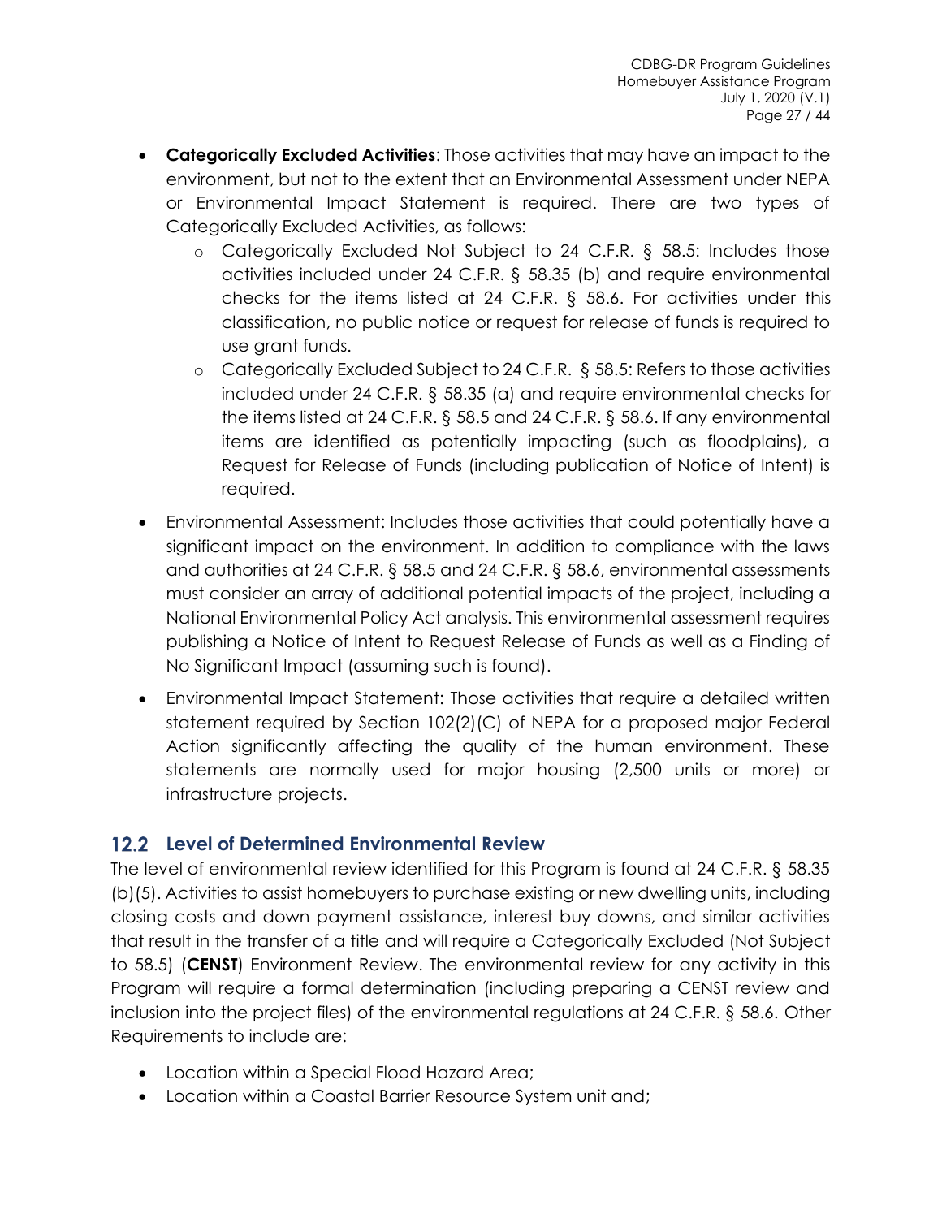- **Categorically Excluded Activities**: Those activities that may have an impact to the environment, but not to the extent that an Environmental Assessment under NEPA or Environmental Impact Statement is required. There are two types of Categorically Excluded Activities, as follows:
    - Categorically Excluded Not Subject to 24 C.F.R. § 58.5: Includes those activities included under 24 C.F.R. § 58.35 (b) and require environmental checks for the items listed at 24 C.F.R. § 58.6. For activities under this classification, no public notice or request for release of funds is required to use grant funds.
    - Categorically Excluded Subject to 24 C.F.R. § 58.5: Refers to those activities included under 24 C.F.R. § 58.35 (a) and require environmental checks for the items listed at 24 C.F.R. § 58.5 and 24 C.F.R. § 58.6. If any environmental items are identified as potentially impacting (such as floodplains), a Request for Release of Funds (including publication of Notice of Intent) is required.
- Environmental Assessment: Includes those activities that could potentially have a significant impact on the environment. In addition to compliance with the laws and authorities at 24 C.F.R. § 58.5 and 24 C.F.R. § 58.6, environmental assessments must consider an array of additional potential impacts of the project, including a National Environmental Policy Act analysis. This environmental assessment requires publishing a Notice of Intent to Request Release of Funds as well as a Finding of No Significant Impact (assuming such is found).
- Environmental Impact Statement: Those activities that require a detailed written statement required by Section 102(2)(C) of NEPA for a proposed major Federal Action significantly affecting the quality of the human environment. These statements are normally used for major housing (2,500 units or more) or infrastructure projects.

## 12.2 Level of Determined Environmental Review

The level of environmental review identified for this Program is found at 24 C.F.R. § 58.35 (b)(5). Activities to assist homebuyers to purchase existing or new dwelling units, including closing costs and down payment assistance, interest buy downs, and similar activities that result in the transfer of a title and will require a Categorically Excluded (Not Subject to 58.5) (**CENST**) Environment Review. The environmental review for any activity in this Program will require a formal determination (including preparing a CENST review and inclusion into the project files) of the environmental regulations at 24 C.F.R. § 58.6. Other Requirements to include are:

- Location within a Special Flood Hazard Area;
- Location within a Coastal Barrier Resource System unit and;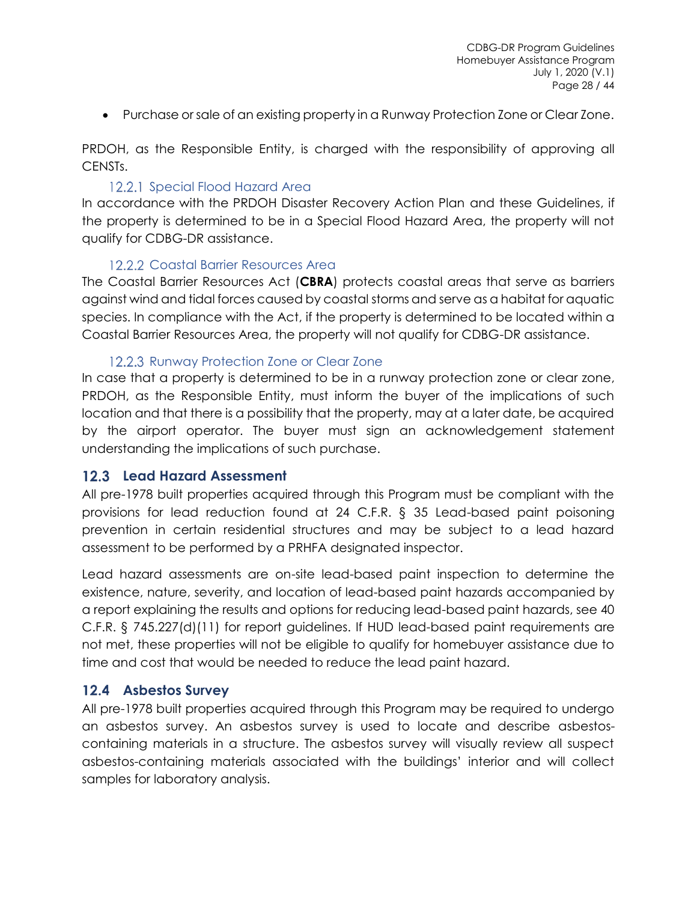- Purchase or sale of an existing property in a Runway Protection Zone or Clear Zone.

PRDOH, as the Responsible Entity, is charged with the responsibility of approving all CENSTs.

### 12.2.1 Special Flood Hazard Area

In accordance with the PRDOH Disaster Recovery Action Plan and these Guidelines, if the property is determined to be in a Special Flood Hazard Area, the property will not qualify for CDBG-DR assistance.

### 12.2.2 Coastal Barrier Resources Area

The Coastal Barrier Resources Act (**CBRA**) protects coastal areas that serve as barriers against wind and tidal forces caused by coastal storms and serve as a habitat for aquatic species. In compliance with the Act, if the property is determined to be located within a Coastal Barrier Resources Area, the property will not qualify for CDBG-DR assistance.

### 12.2.3 Runway Protection Zone or Clear Zone

In case that a property is determined to be in a runway protection zone or clear zone, PRDOH, as the Responsible Entity, must inform the buyer of the implications of such location and that there is a possibility that the property, may at a later date, be acquired by the airport operator. The buyer must sign an acknowledgement statement understanding the implications of such purchase.

## 12.3 Lead Hazard Assessment

All pre-1978 built properties acquired through this Program must be compliant with the provisions for lead reduction found at 24 C.F.R. § 35 Lead-based paint poisoning prevention in certain residential structures and may be subject to a lead hazard assessment to be performed by a PRHFA designated inspector.

Lead hazard assessments are on-site lead-based paint inspection to determine the existence, nature, severity, and location of lead-based paint hazards accompanied by a report explaining the results and options for reducing lead-based paint hazards, see 40 C.F.R. § 745.227(d)(11) for report guidelines. If HUD lead-based paint requirements are not met, these properties will not be eligible to qualify for homebuyer assistance due to time and cost that would be needed to reduce the lead paint hazard.

## 12.4 Asbestos Survey

All pre-1978 built properties acquired through this Program may be required to undergo an asbestos survey. An asbestos survey is used to locate and describe asbestos-containing materials in a structure. The asbestos survey will visually review all suspect asbestos-containing materials associated with the buildings' interior and will collect samples for laboratory analysis.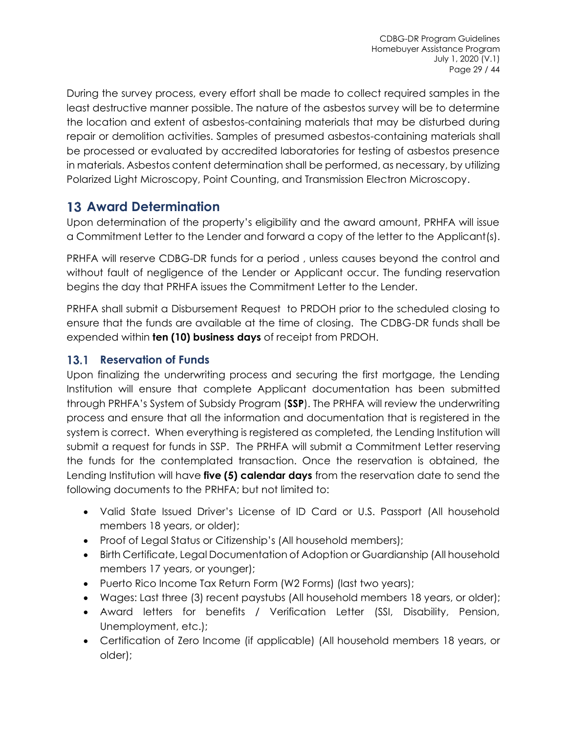During the survey process, every effort shall be made to collect required samples in the least destructive manner possible. The nature of the asbestos survey will be to determine the location and extent of asbestos-containing materials that may be disturbed during repair or demolition activities. Samples of presumed asbestos-containing materials shall be processed or evaluated by accredited laboratories for testing of asbestos presence in materials. Asbestos content determination shall be performed, as necessary, by utilizing Polarized Light Microscopy, Point Counting, and Transmission Electron Microscopy.

# 13 Award Determination

Upon determination of the property's eligibility and the award amount, PRHFA will issue a Commitment Letter to the Lender and forward a copy of the letter to the Applicant(s).

PRHFA will reserve CDBG-DR funds for a period , unless causes beyond the control and without fault of negligence of the Lender or Applicant occur. The funding reservation begins the day that PRHFA issues the Commitment Letter to the Lender.

PRHFA shall submit a Disbursement Request to PRDOH prior to the scheduled closing to ensure that the funds are available at the time of closing. The CDBG-DR funds shall be expended within **ten (10) business days** of receipt from PRDOH.

## 13.1 Reservation of Funds

Upon finalizing the underwriting process and securing the first mortgage, the Lending Institution will ensure that complete Applicant documentation has been submitted through PRHFA's System of Subsidy Program (**SSP**). The PRHFA will review the underwriting process and ensure that all the information and documentation that is registered in the system is correct. When everything is registered as completed, the Lending Institution will submit a request for funds in SSP. The PRHFA will submit a Commitment Letter reserving the funds for the contemplated transaction. Once the reservation is obtained, the Lending Institution will have **five (5) calendar days** from the reservation date to send the following documents to the PRHFA; but not limited to:

- Valid State Issued Driver's License of ID Card or U.S. Passport (All household members 18 years, or older);
- Proof of Legal Status or Citizenship's (All household members);
- Birth Certificate, Legal Documentation of Adoption or Guardianship (All household members 17 years, or younger);
- Puerto Rico Income Tax Return Form (W2 Forms) (last two years);
- Wages: Last three (3) recent paystubs (All household members 18 years, or older);
- Award letters for benefits / Verification Letter (SSI, Disability, Pension, Unemployment, etc.);
- Certification of Zero Income (if applicable) (All household members 18 years, or older);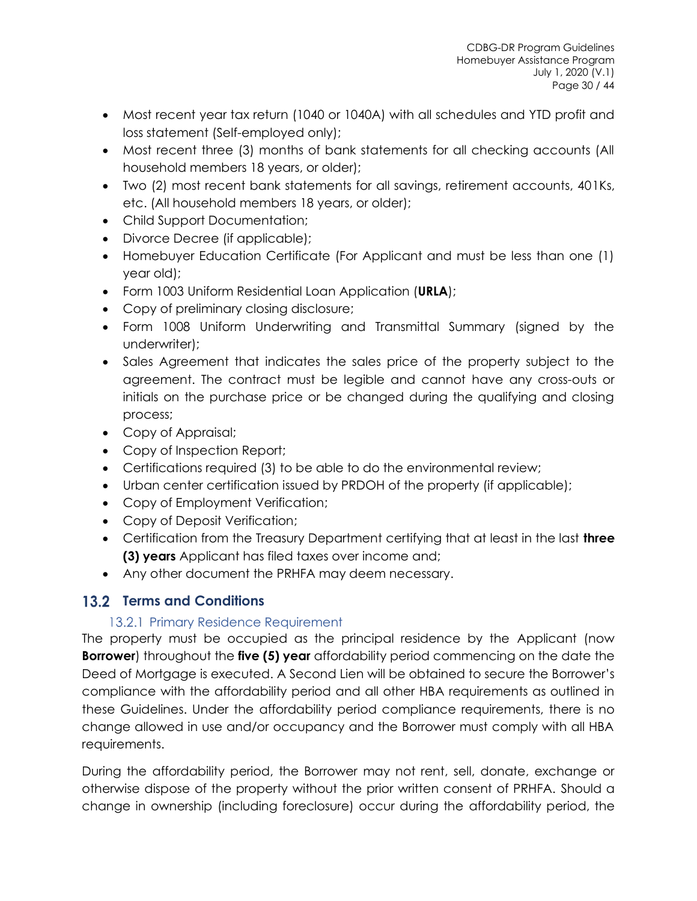- Most recent year tax return (1040 or 1040A) with all schedules and YTD profit and loss statement (Self-employed only);
- Most recent three (3) months of bank statements for all checking accounts (All household members 18 years, or older);
- Two (2) most recent bank statements for all savings, retirement accounts, 401Ks, etc. (All household members 18 years, or older);
- Child Support Documentation;
- Divorce Decree (if applicable);
- Homebuyer Education Certificate (For Applicant and must be less than one (1) year old);
- Form 1003 Uniform Residential Loan Application (**URLA**);
- Copy of preliminary closing disclosure;
- Form 1008 Uniform Underwriting and Transmittal Summary (signed by the underwriter);
- Sales Agreement that indicates the sales price of the property subject to the agreement. The contract must be legible and cannot have any cross-outs or initials on the purchase price or be changed during the qualifying and closing process;
- Copy of Appraisal;
- Copy of Inspection Report;
- Certifications required (3) to be able to do the environmental review;
- Urban center certification issued by PRDOH of the property (if applicable);
- Copy of Employment Verification;
- Copy of Deposit Verification;
- Certification from the Treasury Department certifying that at least in the last **three (3) years** Applicant has filed taxes over income and;
- Any other document the PRHFA may deem necessary.

## 13.2 Terms and Conditions

### 13.2.1 Primary Residence Requirement

The property must be occupied as the principal residence by the Applicant (now **Borrower**) throughout the **five (5) year** affordability period commencing on the date the Deed of Mortgage is executed. A Second Lien will be obtained to secure the Borrower's compliance with the affordability period and all other HBA requirements as outlined in these Guidelines. Under the affordability period compliance requirements, there is no change allowed in use and/or occupancy and the Borrower must comply with all HBA requirements.

During the affordability period, the Borrower may not rent, sell, donate, exchange or otherwise dispose of the property without the prior written consent of PRHFA. Should a change in ownership (including foreclosure) occur during the affordability period, the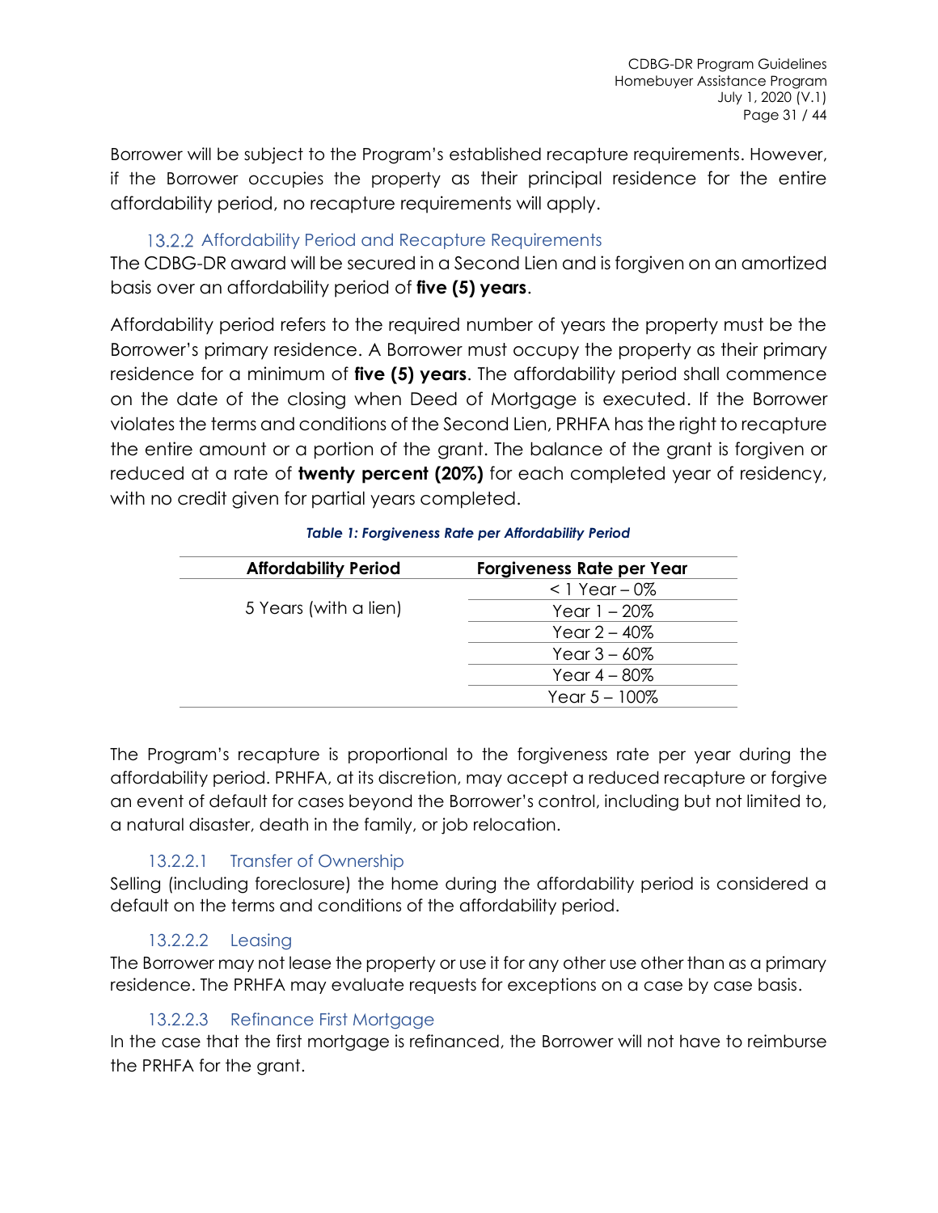Borrower will be subject to the Program's established recapture requirements. However, if the Borrower occupies the property as their principal residence for the entire affordability period, no recapture requirements will apply.

### 13.2.2 Affordability Period and Recapture Requirements

The CDBG-DR award will be secured in a Second Lien and is forgiven on an amortized basis over an affordability period of **five (5) years**.

Affordability period refers to the required number of years the property must be the Borrower's primary residence. A Borrower must occupy the property as their primary residence for a minimum of **five (5) years**. The affordability period shall commence on the date of the closing when Deed of Mortgage is executed. If the Borrower violates the terms and conditions of the Second Lien, PRHFA has the right to recapture the entire amount or a portion of the grant. The balance of the grant is forgiven or reduced at a rate of **twenty percent (20%)** for each completed year of residency, with no credit given for partial years completed.

***Table 1: Forgiveness Rate per Affordability Period***

| Affordability Period | Forgiveness Rate per Year |
|---|---|
| 5 Years (with a lien) | < 1 Year – 0% |
| | Year 1 – 20% |
| | Year 2 – 40% |
| | Year 3 – 60% |
| | Year 4 – 80% |
| | Year 5 – 100% |

The Program's recapture is proportional to the forgiveness rate per year during the affordability period. PRHFA, at its discretion, may accept a reduced recapture or forgive an event of default for cases beyond the Borrower's control, including but not limited to, a natural disaster, death in the family, or job relocation.

#### 13.2.2.1 Transfer of Ownership

Selling (including foreclosure) the home during the affordability period is considered a default on the terms and conditions of the affordability period.

#### 13.2.2.2 Leasing

The Borrower may not lease the property or use it for any other use other than as a primary residence. The PRHFA may evaluate requests for exceptions on a case by case basis.

#### 13.2.2.3 Refinance First Mortgage

In the case that the first mortgage is refinanced, the Borrower will not have to reimburse the PRHFA for the grant.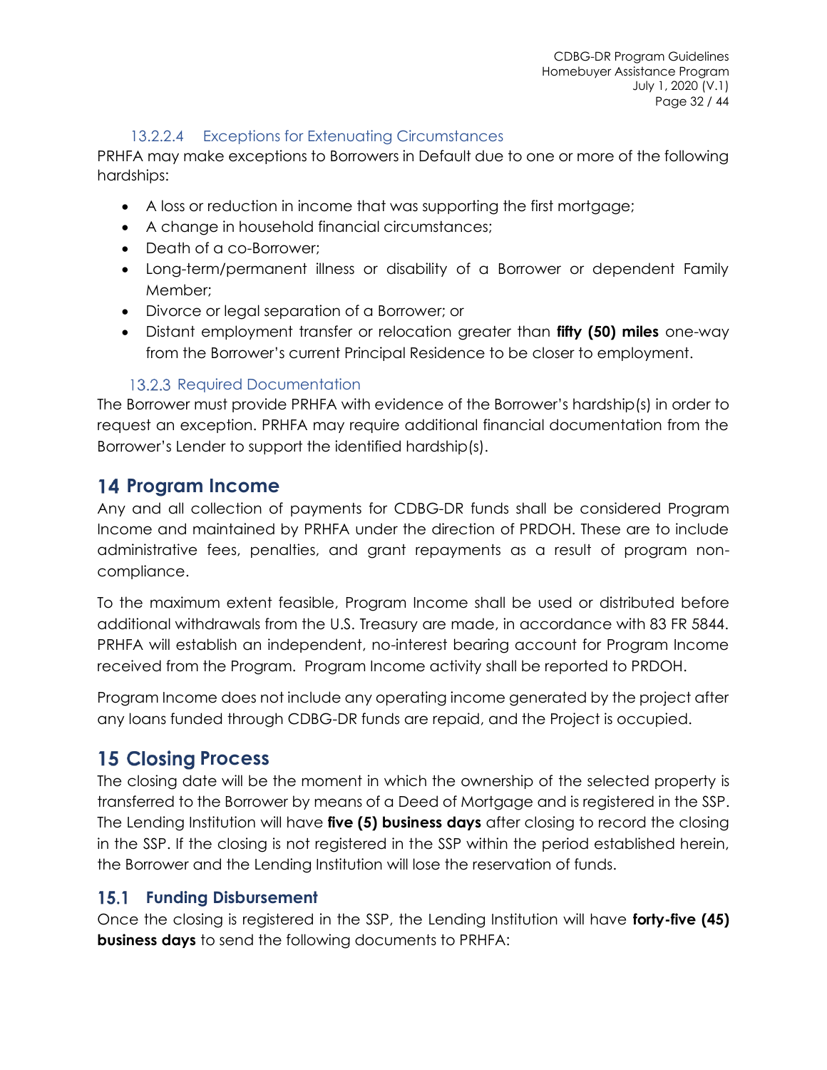#### 13.2.2.4 Exceptions for Extenuating Circumstances

PRHFA may make exceptions to Borrowers in Default due to one or more of the following hardships:

- A loss or reduction in income that was supporting the first mortgage;
- A change in household financial circumstances;
- Death of a co-Borrower;
- Long-term/permanent illness or disability of a Borrower or dependent Family Member;
- Divorce or legal separation of a Borrower; or
- Distant employment transfer or relocation greater than **fifty (50) miles** one-way from the Borrower's current Principal Residence to be closer to employment.

### 13.2.3 Required Documentation

The Borrower must provide PRHFA with evidence of the Borrower's hardship(s) in order to request an exception. PRHFA may require additional financial documentation from the Borrower's Lender to support the identified hardship(s).

# 14 Program Income

Any and all collection of payments for CDBG-DR funds shall be considered Program Income and maintained by PRHFA under the direction of PRDOH. These are to include administrative fees, penalties, and grant repayments as a result of program non-compliance.

To the maximum extent feasible, Program Income shall be used or distributed before additional withdrawals from the U.S. Treasury are made, in accordance with 83 FR 5844. PRHFA will establish an independent, no-interest bearing account for Program Income received from the Program. Program Income activity shall be reported to PRDOH.

Program Income does not include any operating income generated by the project after any loans funded through CDBG-DR funds are repaid, and the Project is occupied.

# 15 Closing Process

The closing date will be the moment in which the ownership of the selected property is transferred to the Borrower by means of a Deed of Mortgage and is registered in the SSP. The Lending Institution will have **five (5) business days** after closing to record the closing in the SSP. If the closing is not registered in the SSP within the period established herein, the Borrower and the Lending Institution will lose the reservation of funds.

## 15.1 Funding Disbursement

Once the closing is registered in the SSP, the Lending Institution will have **forty-five (45) business days** to send the following documents to PRHFA: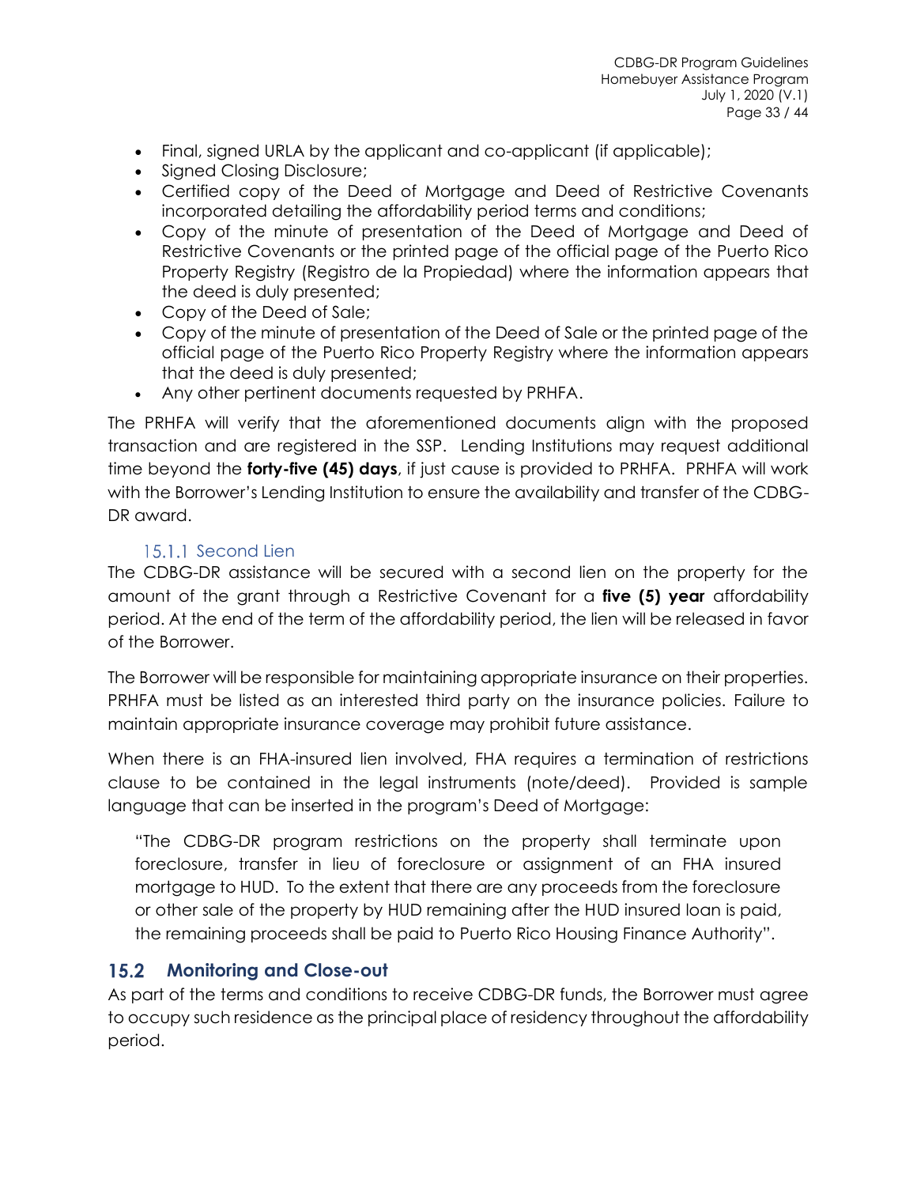- Final, signed URLA by the applicant and co-applicant (if applicable);
- Signed Closing Disclosure;
- Certified copy of the Deed of Mortgage and Deed of Restrictive Covenants incorporated detailing the affordability period terms and conditions;
- Copy of the minute of presentation of the Deed of Mortgage and Deed of Restrictive Covenants or the printed page of the official page of the Puerto Rico Property Registry (Registro de la Propiedad) where the information appears that the deed is duly presented;
- Copy of the Deed of Sale;
- Copy of the minute of presentation of the Deed of Sale or the printed page of the official page of the Puerto Rico Property Registry where the information appears that the deed is duly presented;
- Any other pertinent documents requested by PRHFA.

The PRHFA will verify that the aforementioned documents align with the proposed transaction and are registered in the SSP. Lending Institutions may request additional time beyond the **forty-five (45) days**, if just cause is provided to PRHFA. PRHFA will work with the Borrower's Lending Institution to ensure the availability and transfer of the CDBG-DR award.

#### 15.1.1 Second Lien

The CDBG-DR assistance will be secured with a second lien on the property for the amount of the grant through a Restrictive Covenant for a **five (5) year** affordability period. At the end of the term of the affordability period, the lien will be released in favor of the Borrower.

The Borrower will be responsible for maintaining appropriate insurance on their properties. PRHFA must be listed as an interested third party on the insurance policies. Failure to maintain appropriate insurance coverage may prohibit future assistance.

When there is an FHA-insured lien involved, FHA requires a termination of restrictions clause to be contained in the legal instruments (note/deed). Provided is sample language that can be inserted in the program's Deed of Mortgage:

> "The CDBG-DR program restrictions on the property shall terminate upon foreclosure, transfer in lieu of foreclosure or assignment of an FHA insured mortgage to HUD. To the extent that there are any proceeds from the foreclosure or other sale of the property by HUD remaining after the HUD insured loan is paid, the remaining proceeds shall be paid to Puerto Rico Housing Finance Authority".

### 15.2 Monitoring and Close-out

As part of the terms and conditions to receive CDBG-DR funds, the Borrower must agree to occupy such residence as the principal place of residency throughout the affordability period.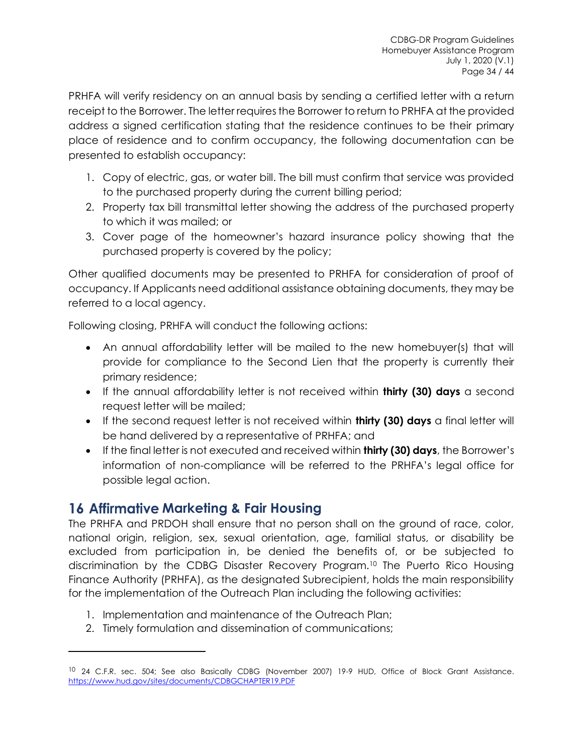PRHFA will verify residency on an annual basis by sending a certified letter with a return receipt to the Borrower. The letter requires the Borrower to return to PRHFA at the provided address a signed certification stating that the residence continues to be their primary place of residence and to confirm occupancy, the following documentation can be presented to establish occupancy:

1. Copy of electric, gas, or water bill. The bill must confirm that service was provided to the purchased property during the current billing period;
2. Property tax bill transmittal letter showing the address of the purchased property to which it was mailed; or
3. Cover page of the homeowner's hazard insurance policy showing that the purchased property is covered by the policy;

Other qualified documents may be presented to PRHFA for consideration of proof of occupancy. If Applicants need additional assistance obtaining documents, they may be referred to a local agency.

Following closing, PRHFA will conduct the following actions:

- An annual affordability letter will be mailed to the new homebuyer(s) that will provide for compliance to the Second Lien that the property is currently their primary residence;
- If the annual affordability letter is not received within **thirty (30) days** a second request letter will be mailed;
- If the second request letter is not received within **thirty (30) days** a final letter will be hand delivered by a representative of PRHFA; and
- If the final letter is not executed and received within **thirty (30) days**, the Borrower's information of non-compliance will be referred to the PRHFA's legal office for possible legal action.

## 16 Affirmative Marketing & Fair Housing

The PRHFA and PRDOH shall ensure that no person shall on the ground of race, color, national origin, religion, sex, sexual orientation, age, familial status, or disability be excluded from participation in, be denied the benefits of, or be subjected to discrimination by the CDBG Disaster Recovery Program.[10] The Puerto Rico Housing Finance Authority (PRHFA), as the designated Subrecipient, holds the main responsibility for the implementation of the Outreach Plan including the following activities:

1. Implementation and maintenance of the Outreach Plan;
2. Timely formulation and dissemination of communications;

---

[10] 24 C.F.R. sec. 504; See also Basically CDBG (November 2007) 19-9 HUD, Office of Block Grant Assistance. https://www.hud.gov/sites/documents/CDBGCHAPTER19.PDF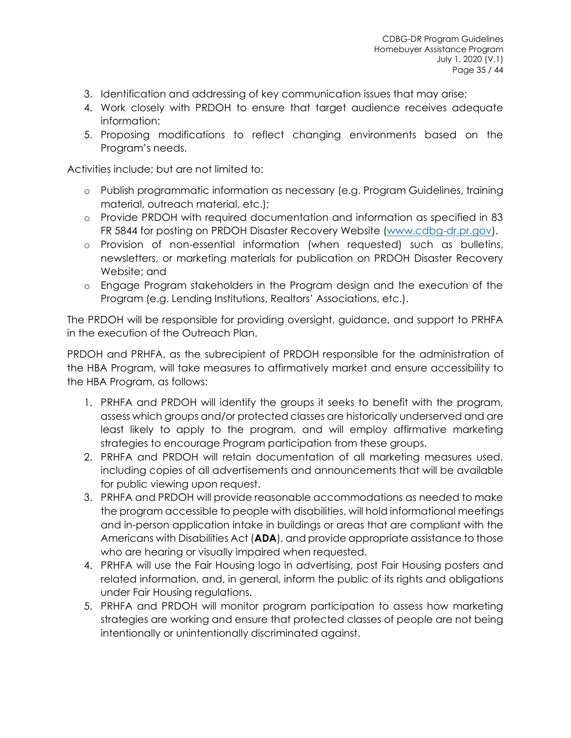3. Identification and addressing of key communication issues that may arise;
4. Work closely with PRDOH to ensure that target audience receives adequate information;
5. Proposing modifications to reflect changing environments based on the Program's needs.

Activities include; but are not limited to:

- Publish programmatic information as necessary (e.g. Program Guidelines, training material, outreach material, etc.);
- Provide PRDOH with required documentation and information as specified in 83 FR 5844 for posting on PRDOH Disaster Recovery Website ([www.cdbg-dr.pr.gov](http://www.cdbg-dr.pr.gov)).
- Provision of non-essential information (when requested) such as bulletins, newsletters, or marketing materials for publication on PRDOH Disaster Recovery Website; and
- Engage Program stakeholders in the Program design and the execution of the Program (e.g. Lending Institutions, Realtors' Associations, etc.).

The PRDOH will be responsible for providing oversight, guidance, and support to PRHFA in the execution of the Outreach Plan.

PRDOH and PRHFA, as the subrecipient of PRDOH responsible for the administration of the HBA Program, will take measures to affirmatively market and ensure accessibility to the HBA Program, as follows:

1. PRHFA and PRDOH will identify the groups it seeks to benefit with the program, assess which groups and/or protected classes are historically underserved and are least likely to apply to the program, and will employ affirmative marketing strategies to encourage Program participation from these groups.
2. PRHFA and PRDOH will retain documentation of all marketing measures used, including copies of all advertisements and announcements that will be available for public viewing upon request.
3. PRHFA and PRDOH will provide reasonable accommodations as needed to make the program accessible to people with disabilities, will hold informational meetings and in-person application intake in buildings or areas that are compliant with the Americans with Disabilities Act (**ADA**), and provide appropriate assistance to those who are hearing or visually impaired when requested.
4. PRHFA will use the Fair Housing logo in advertising, post Fair Housing posters and related information, and, in general, inform the public of its rights and obligations under Fair Housing regulations.
5. PRHFA and PRDOH will monitor program participation to assess how marketing strategies are working and ensure that protected classes of people are not being intentionally or unintentionally discriminated against.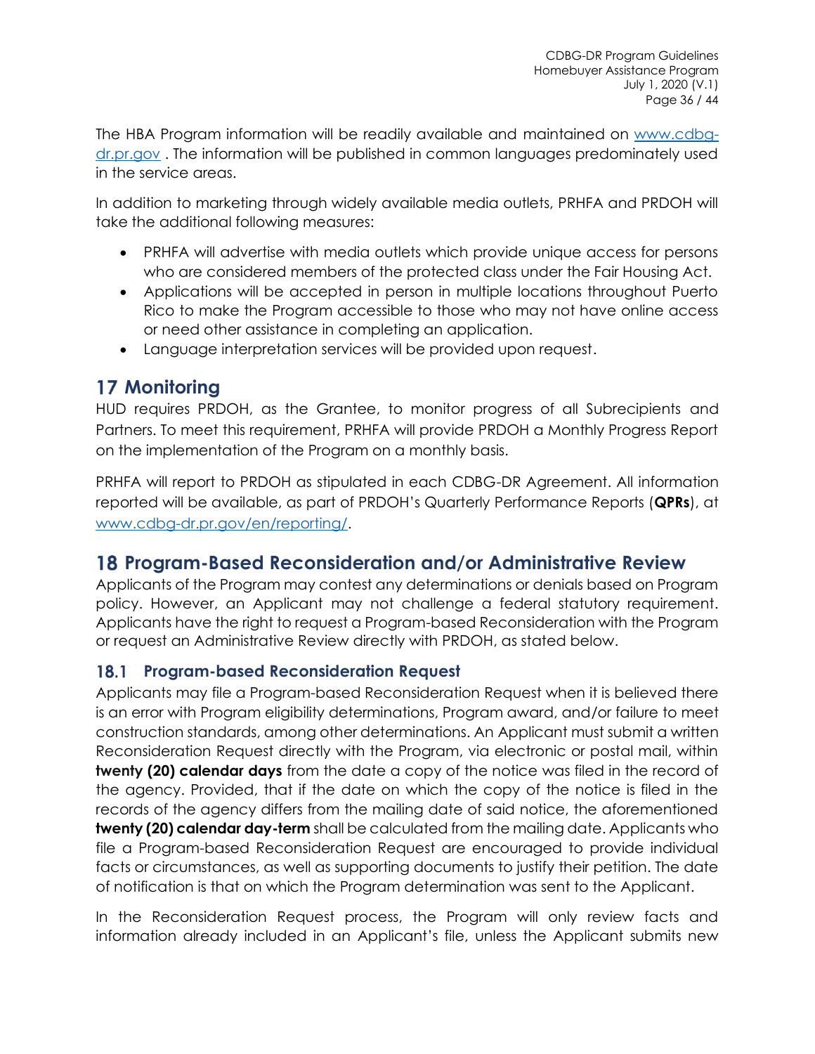The HBA Program information will be readily available and maintained on [www.cdbg-dr.pr.gov](www.cdbg-dr.pr.gov) . The information will be published in common languages predominately used in the service areas.

In addition to marketing through widely available media outlets, PRHFA and PRDOH will take the additional following measures:

- PRHFA will advertise with media outlets which provide unique access for persons who are considered members of the protected class under the Fair Housing Act.
- Applications will be accepted in person in multiple locations throughout Puerto Rico to make the Program accessible to those who may not have online access or need other assistance in completing an application.
- Language interpretation services will be provided upon request.

# 17 Monitoring

HUD requires PRDOH, as the Grantee, to monitor progress of all Subrecipients and Partners. To meet this requirement, PRHFA will provide PRDOH a Monthly Progress Report on the implementation of the Program on a monthly basis.

PRHFA will report to PRDOH as stipulated in each CDBG-DR Agreement. All information reported will be available, as part of PRDOH's Quarterly Performance Reports (**QPRs**), at [www.cdbg-dr.pr.gov/en/reporting/](www.cdbg-dr.pr.gov/en/reporting/).

# 18 Program-Based Reconsideration and/or Administrative Review

Applicants of the Program may contest any determinations or denials based on Program policy. However, an Applicant may not challenge a federal statutory requirement. Applicants have the right to request a Program-based Reconsideration with the Program or request an Administrative Review directly with PRDOH, as stated below.

## 18.1 Program-based Reconsideration Request

Applicants may file a Program-based Reconsideration Request when it is believed there is an error with Program eligibility determinations, Program award, and/or failure to meet construction standards, among other determinations. An Applicant must submit a written Reconsideration Request directly with the Program, via electronic or postal mail, within **twenty (20) calendar days** from the date a copy of the notice was filed in the record of the agency. Provided, that if the date on which the copy of the notice is filed in the records of the agency differs from the mailing date of said notice, the aforementioned **twenty (20) calendar day-term** shall be calculated from the mailing date. Applicants who file a Program-based Reconsideration Request are encouraged to provide individual facts or circumstances, as well as supporting documents to justify their petition. The date of notification is that on which the Program determination was sent to the Applicant.

In the Reconsideration Request process, the Program will only review facts and information already included in an Applicant's file, unless the Applicant submits new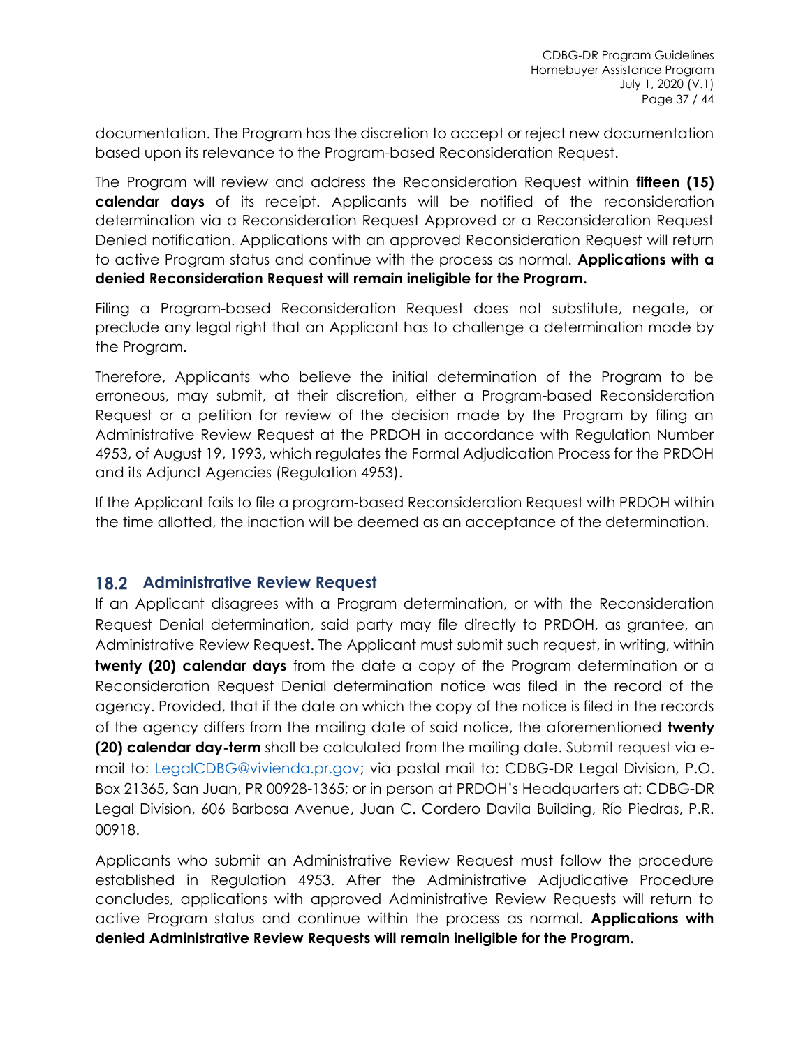documentation. The Program has the discretion to accept or reject new documentation based upon its relevance to the Program-based Reconsideration Request.

The Program will review and address the Reconsideration Request within **fifteen (15) calendar days** of its receipt. Applicants will be notified of the reconsideration determination via a Reconsideration Request Approved or a Reconsideration Request Denied notification. Applications with an approved Reconsideration Request will return to active Program status and continue with the process as normal. **Applications with a denied Reconsideration Request will remain ineligible for the Program.**

Filing a Program-based Reconsideration Request does not substitute, negate, or preclude any legal right that an Applicant has to challenge a determination made by the Program.

Therefore, Applicants who believe the initial determination of the Program to be erroneous, may submit, at their discretion, either a Program-based Reconsideration Request or a petition for review of the decision made by the Program by filing an Administrative Review Request at the PRDOH in accordance with Regulation Number 4953, of August 19, 1993, which regulates the Formal Adjudication Process for the PRDOH and its Adjunct Agencies (Regulation 4953).

If the Applicant fails to file a program-based Reconsideration Request with PRDOH within the time allotted, the inaction will be deemed as an acceptance of the determination.

## 18.2 Administrative Review Request

If an Applicant disagrees with a Program determination, or with the Reconsideration Request Denial determination, said party may file directly to PRDOH, as grantee, an Administrative Review Request. The Applicant must submit such request, in writing, within **twenty (20) calendar days** from the date a copy of the Program determination or a Reconsideration Request Denial determination notice was filed in the record of the agency. Provided, that if the date on which the copy of the notice is filed in the records of the agency differs from the mailing date of said notice, the aforementioned **twenty (20) calendar day-term** shall be calculated from the mailing date. Submit request via e-mail to: [LegalCDBG@vivienda.pr.gov](mailto:LegalCDBG@vivienda.pr.gov); via postal mail to: CDBG-DR Legal Division, P.O. Box 21365, San Juan, PR 00928-1365; or in person at PRDOH's Headquarters at: CDBG-DR Legal Division, 606 Barbosa Avenue, Juan C. Cordero Davila Building, Río Piedras, P.R. 00918.

Applicants who submit an Administrative Review Request must follow the procedure established in Regulation 4953. After the Administrative Adjudicative Procedure concludes, applications with approved Administrative Review Requests will return to active Program status and continue within the process as normal. **Applications with denied Administrative Review Requests will remain ineligible for the Program.**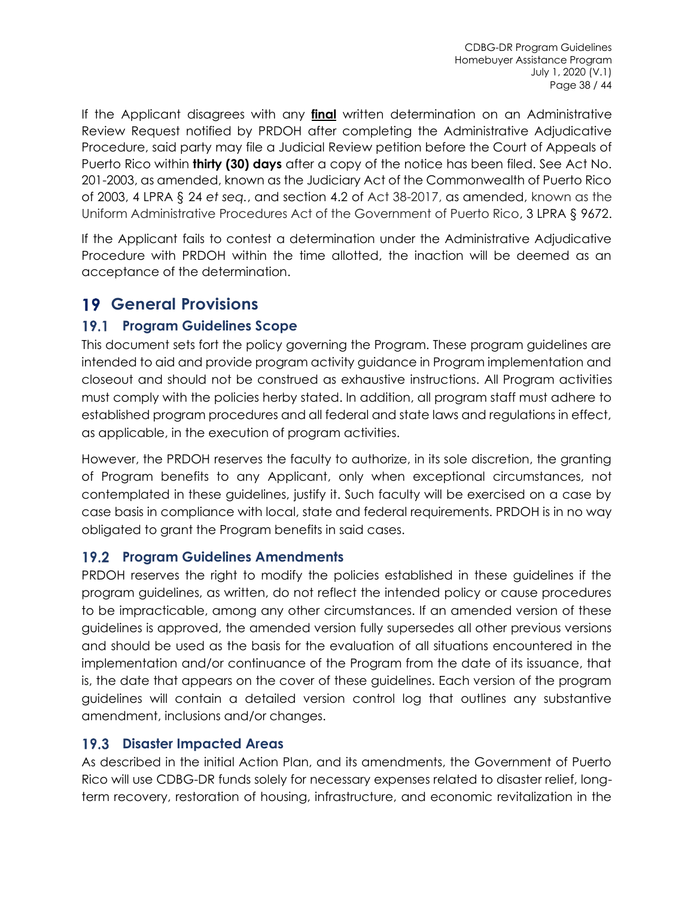If the Applicant disagrees with any **final** written determination on an Administrative Review Request notified by PRDOH after completing the Administrative Adjudicative Procedure, said party may file a Judicial Review petition before the Court of Appeals of Puerto Rico within **thirty (30) days** after a copy of the notice has been filed. See Act No. 201-2003, as amended, known as the Judiciary Act of the Commonwealth of Puerto Rico of 2003, 4 LPRA § 24 *et seq.*, and section 4.2 of Act 38-2017, as amended, known as the Uniform Administrative Procedures Act of the Government of Puerto Rico, 3 LPRA § 9672.

If the Applicant fails to contest a determination under the Administrative Adjudicative Procedure with PRDOH within the time allotted, the inaction will be deemed as an acceptance of the determination.

# 19 General Provisions

## 19.1 Program Guidelines Scope

This document sets fort the policy governing the Program. These program guidelines are intended to aid and provide program activity guidance in Program implementation and closeout and should not be construed as exhaustive instructions. All Program activities must comply with the policies herby stated. In addition, all program staff must adhere to established program procedures and all federal and state laws and regulations in effect, as applicable, in the execution of program activities.

However, the PRDOH reserves the faculty to authorize, in its sole discretion, the granting of Program benefits to any Applicant, only when exceptional circumstances, not contemplated in these guidelines, justify it. Such faculty will be exercised on a case by case basis in compliance with local, state and federal requirements. PRDOH is in no way obligated to grant the Program benefits in said cases.

## 19.2 Program Guidelines Amendments

PRDOH reserves the right to modify the policies established in these guidelines if the program guidelines, as written, do not reflect the intended policy or cause procedures to be impracticable, among any other circumstances. If an amended version of these guidelines is approved, the amended version fully supersedes all other previous versions and should be used as the basis for the evaluation of all situations encountered in the implementation and/or continuance of the Program from the date of its issuance, that is, the date that appears on the cover of these guidelines. Each version of the program guidelines will contain a detailed version control log that outlines any substantive amendment, inclusions and/or changes.

## 19.3 Disaster Impacted Areas

As described in the initial Action Plan, and its amendments, the Government of Puerto Rico will use CDBG-DR funds solely for necessary expenses related to disaster relief, long-term recovery, restoration of housing, infrastructure, and economic revitalization in the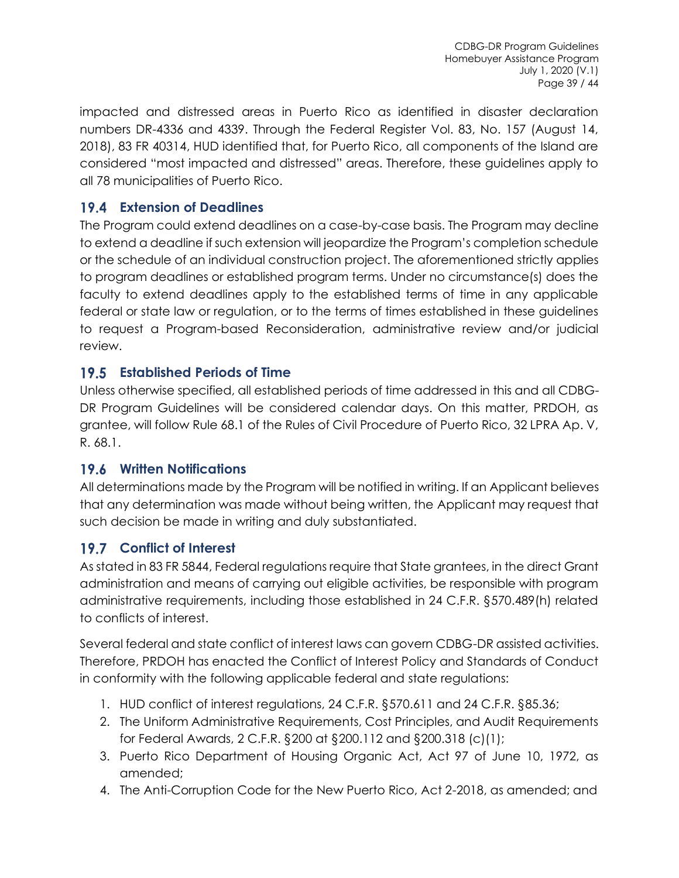impacted and distressed areas in Puerto Rico as identified in disaster declaration numbers DR-4336 and 4339. Through the Federal Register Vol. 83, No. 157 (August 14, 2018), 83 FR 40314, HUD identified that, for Puerto Rico, all components of the Island are considered "most impacted and distressed" areas. Therefore, these guidelines apply to all 78 municipalities of Puerto Rico.

## 19.4 Extension of Deadlines

The Program could extend deadlines on a case-by-case basis. The Program may decline to extend a deadline if such extension will jeopardize the Program's completion schedule or the schedule of an individual construction project. The aforementioned strictly applies to program deadlines or established program terms. Under no circumstance(s) does the faculty to extend deadlines apply to the established terms of time in any applicable federal or state law or regulation, or to the terms of times established in these guidelines to request a Program-based Reconsideration, administrative review and/or judicial review.

## 19.5 Established Periods of Time

Unless otherwise specified, all established periods of time addressed in this and all CDBG-DR Program Guidelines will be considered calendar days. On this matter, PRDOH, as grantee, will follow Rule 68.1 of the Rules of Civil Procedure of Puerto Rico, 32 LPRA Ap. V, R. 68.1.

## 19.6 Written Notifications

All determinations made by the Program will be notified in writing. If an Applicant believes that any determination was made without being written, the Applicant may request that such decision be made in writing and duly substantiated.

## 19.7 Conflict of Interest

As stated in 83 FR 5844, Federal regulations require that State grantees, in the direct Grant administration and means of carrying out eligible activities, be responsible with program administrative requirements, including those established in 24 C.F.R. §570.489(h) related to conflicts of interest.

Several federal and state conflict of interest laws can govern CDBG-DR assisted activities. Therefore, PRDOH has enacted the Conflict of Interest Policy and Standards of Conduct in conformity with the following applicable federal and state regulations:

1. HUD conflict of interest regulations, 24 C.F.R. §570.611 and 24 C.F.R. §85.36;
2. The Uniform Administrative Requirements, Cost Principles, and Audit Requirements for Federal Awards, 2 C.F.R. §200 at §200.112 and §200.318 (c)(1);
3. Puerto Rico Department of Housing Organic Act, Act 97 of June 10, 1972, as amended;
4. The Anti-Corruption Code for the New Puerto Rico, Act 2-2018, as amended; and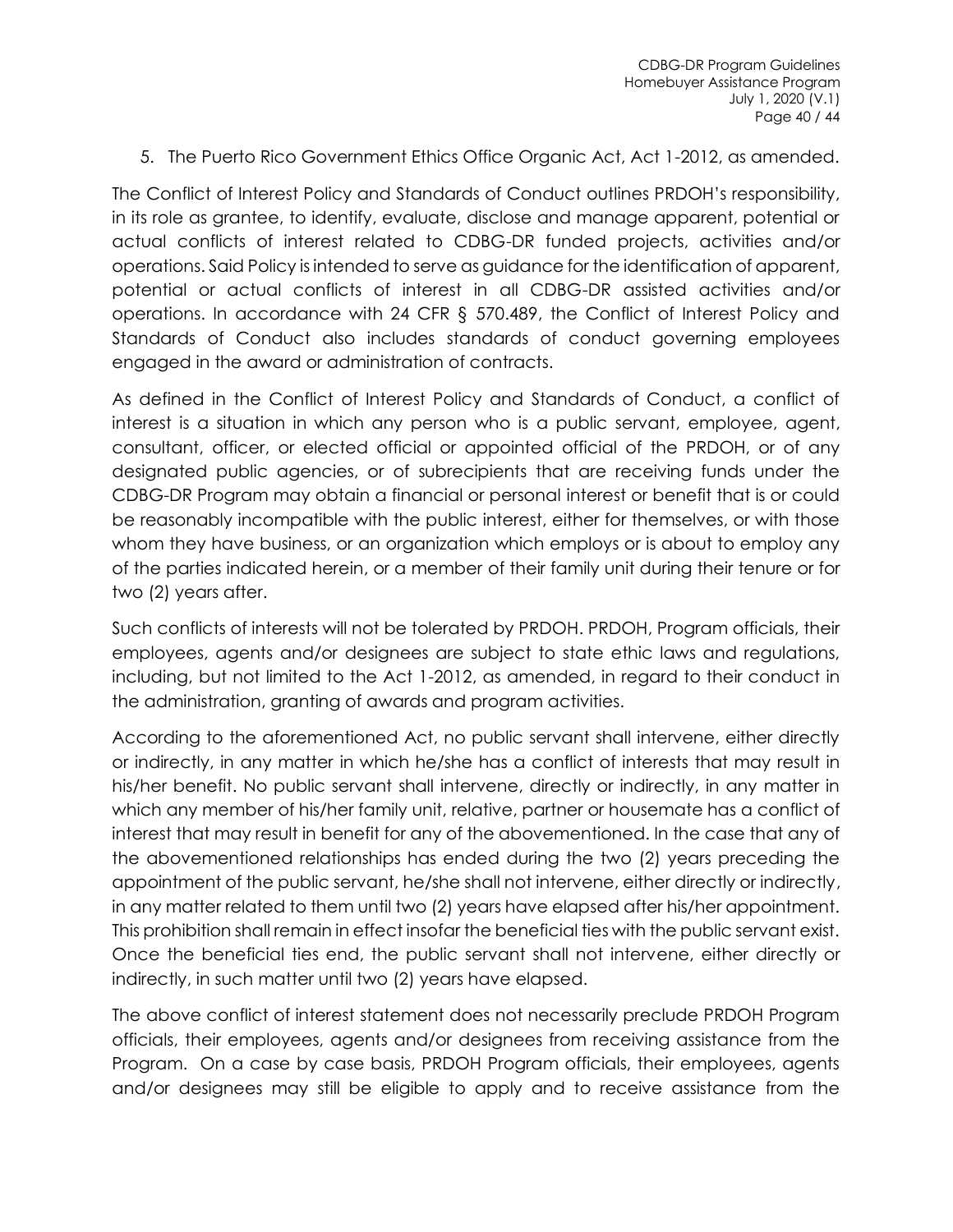5. The Puerto Rico Government Ethics Office Organic Act, Act 1-2012, as amended.

The Conflict of Interest Policy and Standards of Conduct outlines PRDOH's responsibility, in its role as grantee, to identify, evaluate, disclose and manage apparent, potential or actual conflicts of interest related to CDBG-DR funded projects, activities and/or operations. Said Policy is intended to serve as guidance for the identification of apparent, potential or actual conflicts of interest in all CDBG-DR assisted activities and/or operations. In accordance with 24 CFR § 570.489, the Conflict of Interest Policy and Standards of Conduct also includes standards of conduct governing employees engaged in the award or administration of contracts.

As defined in the Conflict of Interest Policy and Standards of Conduct, a conflict of interest is a situation in which any person who is a public servant, employee, agent, consultant, officer, or elected official or appointed official of the PRDOH, or of any designated public agencies, or of subrecipients that are receiving funds under the CDBG-DR Program may obtain a financial or personal interest or benefit that is or could be reasonably incompatible with the public interest, either for themselves, or with those whom they have business, or an organization which employs or is about to employ any of the parties indicated herein, or a member of their family unit during their tenure or for two (2) years after.

Such conflicts of interests will not be tolerated by PRDOH. PRDOH, Program officials, their employees, agents and/or designees are subject to state ethic laws and regulations, including, but not limited to the Act 1-2012, as amended, in regard to their conduct in the administration, granting of awards and program activities.

According to the aforementioned Act, no public servant shall intervene, either directly or indirectly, in any matter in which he/she has a conflict of interests that may result in his/her benefit. No public servant shall intervene, directly or indirectly, in any matter in which any member of his/her family unit, relative, partner or housemate has a conflict of interest that may result in benefit for any of the abovementioned. In the case that any of the abovementioned relationships has ended during the two (2) years preceding the appointment of the public servant, he/she shall not intervene, either directly or indirectly, in any matter related to them until two (2) years have elapsed after his/her appointment. This prohibition shall remain in effect insofar the beneficial ties with the public servant exist. Once the beneficial ties end, the public servant shall not intervene, either directly or indirectly, in such matter until two (2) years have elapsed.

The above conflict of interest statement does not necessarily preclude PRDOH Program officials, their employees, agents and/or designees from receiving assistance from the Program. On a case by case basis, PRDOH Program officials, their employees, agents and/or designees may still be eligible to apply and to receive assistance from the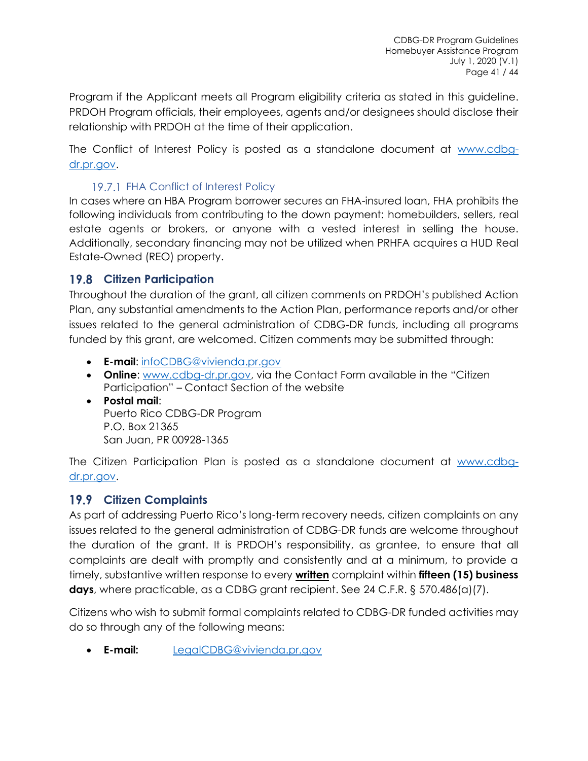Program if the Applicant meets all Program eligibility criteria as stated in this guideline. PRDOH Program officials, their employees, agents and/or designees should disclose their relationship with PRDOH at the time of their application.

The Conflict of Interest Policy is posted as a standalone document at [www.cdbg-dr.pr.gov](www.cdbg-dr.pr.gov).

#### 19.7.1 FHA Conflict of Interest Policy

In cases where an HBA Program borrower secures an FHA-insured loan, FHA prohibits the following individuals from contributing to the down payment: homebuilders, sellers, real estate agents or brokers, or anyone with a vested interest in selling the house. Additionally, secondary financing may not be utilized when PRHFA acquires a HUD Real Estate-Owned (REO) property.

### 19.8 Citizen Participation

Throughout the duration of the grant, all citizen comments on PRDOH's published Action Plan, any substantial amendments to the Action Plan, performance reports and/or other issues related to the general administration of CDBG-DR funds, including all programs funded by this grant, are welcomed. Citizen comments may be submitted through:

- **E-mail**: [infoCDBG@vivienda.pr.gov](mailto:infoCDBG@vivienda.pr.gov)
- **Online**: [www.cdbg-dr.pr.gov](www.cdbg-dr.pr.gov), via the Contact Form available in the "Citizen Participation" – Contact Section of the website
- **Postal mail**:
  Puerto Rico CDBG-DR Program
  P.O. Box 21365
  San Juan, PR 00928-1365

The Citizen Participation Plan is posted as a standalone document at [www.cdbg-dr.pr.gov](www.cdbg-dr.pr.gov).

### 19.9 Citizen Complaints

As part of addressing Puerto Rico's long-term recovery needs, citizen complaints on any issues related to the general administration of CDBG-DR funds are welcome throughout the duration of the grant. It is PRDOH's responsibility, as grantee, to ensure that all complaints are dealt with promptly and consistently and at a minimum, to provide a timely, substantive written response to every **written** complaint within **fifteen (15) business days**, where practicable, as a CDBG grant recipient. See 24 C.F.R. § 570.486(a)(7).

Citizens who wish to submit formal complaints related to CDBG-DR funded activities may do so through any of the following means:

- **E-mail:** [LegalCDBG@vivienda.pr.gov](mailto:LegalCDBG@vivienda.pr.gov)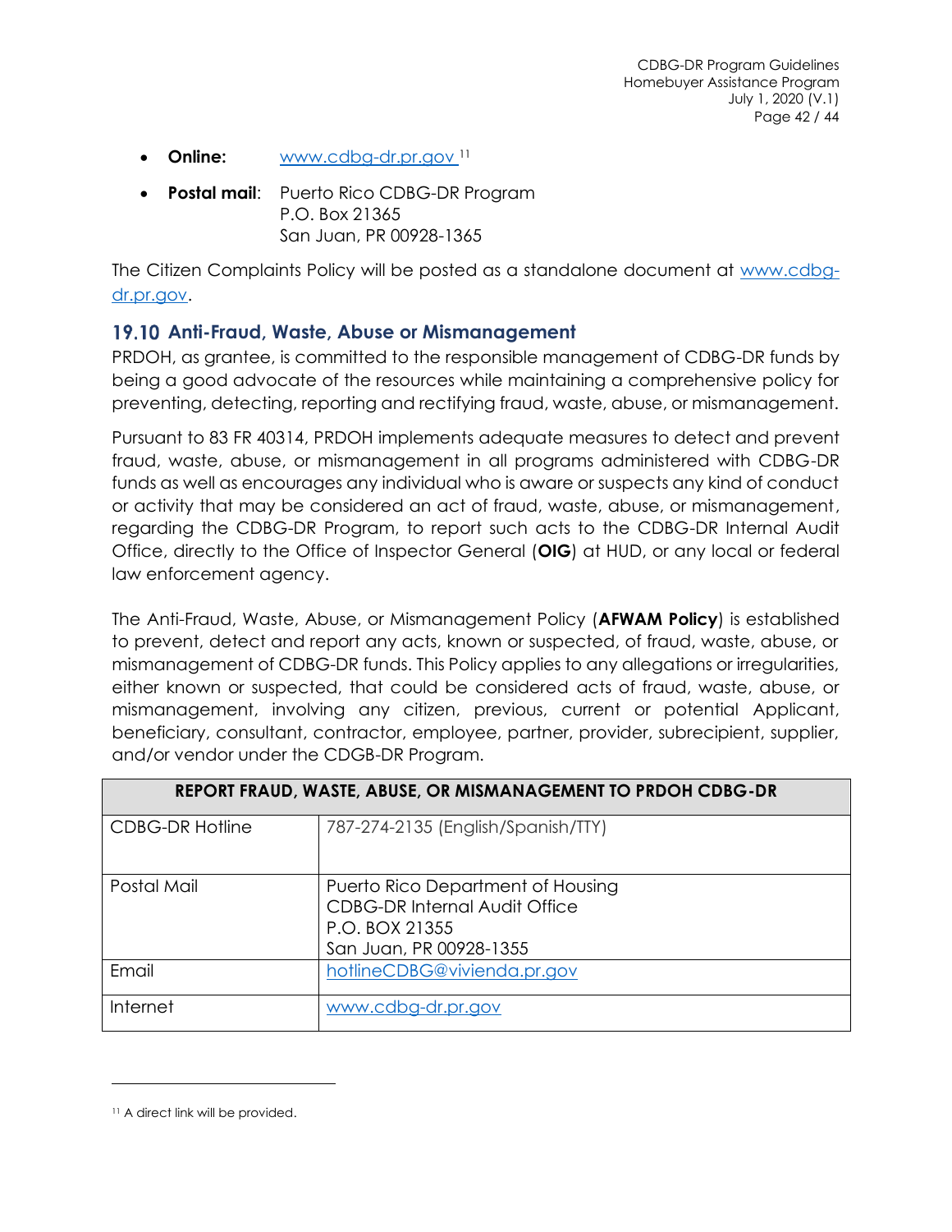- **Online:** www.cdbg-dr.pr.gov [11]
- **Postal mail**: Puerto Rico CDBG-DR Program
  P.O. Box 21365
  San Juan, PR 00928-1365

The Citizen Complaints Policy will be posted as a standalone document at www.cdbg-dr.pr.gov.

## 19.10 Anti-Fraud, Waste, Abuse or Mismanagement

PRDOH, as grantee, is committed to the responsible management of CDBG-DR funds by being a good advocate of the resources while maintaining a comprehensive policy for preventing, detecting, reporting and rectifying fraud, waste, abuse, or mismanagement.

Pursuant to 83 FR 40314, PRDOH implements adequate measures to detect and prevent fraud, waste, abuse, or mismanagement in all programs administered with CDBG-DR funds as well as encourages any individual who is aware or suspects any kind of conduct or activity that may be considered an act of fraud, waste, abuse, or mismanagement, regarding the CDBG-DR Program, to report such acts to the CDBG-DR Internal Audit Office, directly to the Office of Inspector General (**OIG**) at HUD, or any local or federal law enforcement agency.

The Anti-Fraud, Waste, Abuse, or Mismanagement Policy (**AFWAM Policy**) is established to prevent, detect and report any acts, known or suspected, of fraud, waste, abuse, or mismanagement of CDBG-DR funds. This Policy applies to any allegations or irregularities, either known or suspected, that could be considered acts of fraud, waste, abuse, or mismanagement, involving any citizen, previous, current or potential Applicant, beneficiary, consultant, contractor, employee, partner, provider, subrecipient, supplier, and/or vendor under the CDGB-DR Program.

| REPORT FRAUD, WASTE, ABUSE, OR MISMANAGEMENT TO PRDOH CDBG-DR | |
|---|---|
| CDBG-DR Hotline | 787-274-2135 (English/Spanish/TTY) |
| Postal Mail | Puerto Rico Department of Housing<br>CDBG-DR Internal Audit Office<br>P.O. BOX 21355<br>San Juan, PR 00928-1355 |
| Email | hotlineCDBG@vivienda.pr.gov |
| Internet | www.cdbg-dr.pr.gov |

[11] A direct link will be provided.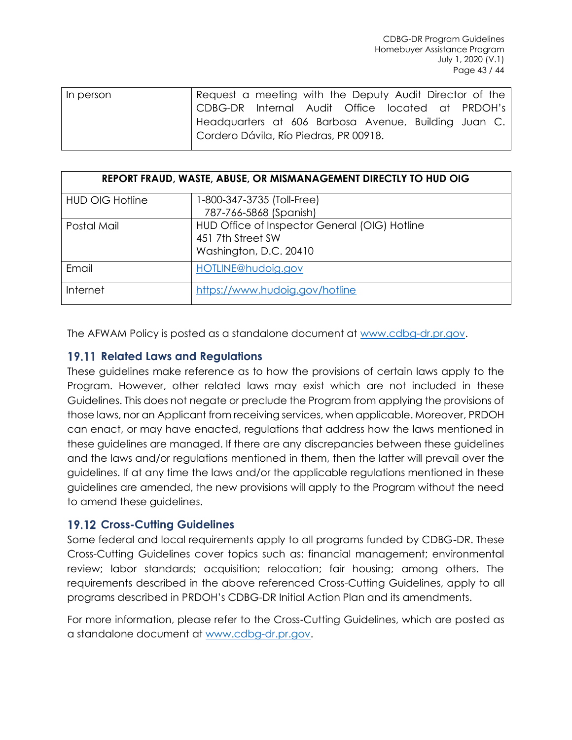| | |
|---|---|
| In person | Request a meeting with the Deputy Audit Director of the CDBG-DR Internal Audit Office located at PRDOH's Headquarters at 606 Barbosa Avenue, Building Juan C. Cordero Dávila, Río Piedras, PR 00918. |

| REPORT FRAUD, WASTE, ABUSE, OR MISMANAGEMENT DIRECTLY TO HUD OIG | |
|---|---|
| HUD OIG Hotline | 1-800-347-3735 (Toll-Free)<br>787-766-5868 (Spanish) |
| Postal Mail | HUD Office of Inspector General (OIG) Hotline<br>451 7th Street SW<br>Washington, D.C. 20410 |
| Email | HOTLINE@hudoig.gov |
| Internet | https://www.hudoig.gov/hotline |

The AFWAM Policy is posted as a standalone document at www.cdbg-dr.pr.gov.

## 19.11 Related Laws and Regulations

These guidelines make reference as to how the provisions of certain laws apply to the Program. However, other related laws may exist which are not included in these Guidelines. This does not negate or preclude the Program from applying the provisions of those laws, nor an Applicant from receiving services, when applicable. Moreover, PRDOH can enact, or may have enacted, regulations that address how the laws mentioned in these guidelines are managed. If there are any discrepancies between these guidelines and the laws and/or regulations mentioned in them, then the latter will prevail over the guidelines. If at any time the laws and/or the applicable regulations mentioned in these guidelines are amended, the new provisions will apply to the Program without the need to amend these guidelines.

## 19.12 Cross-Cutting Guidelines

Some federal and local requirements apply to all programs funded by CDBG-DR. These Cross-Cutting Guidelines cover topics such as: financial management; environmental review; labor standards; acquisition; relocation; fair housing; among others. The requirements described in the above referenced Cross-Cutting Guidelines, apply to all programs described in PRDOH's CDBG-DR Initial Action Plan and its amendments.

For more information, please refer to the Cross-Cutting Guidelines, which are posted as a standalone document at www.cdbg-dr.pr.gov.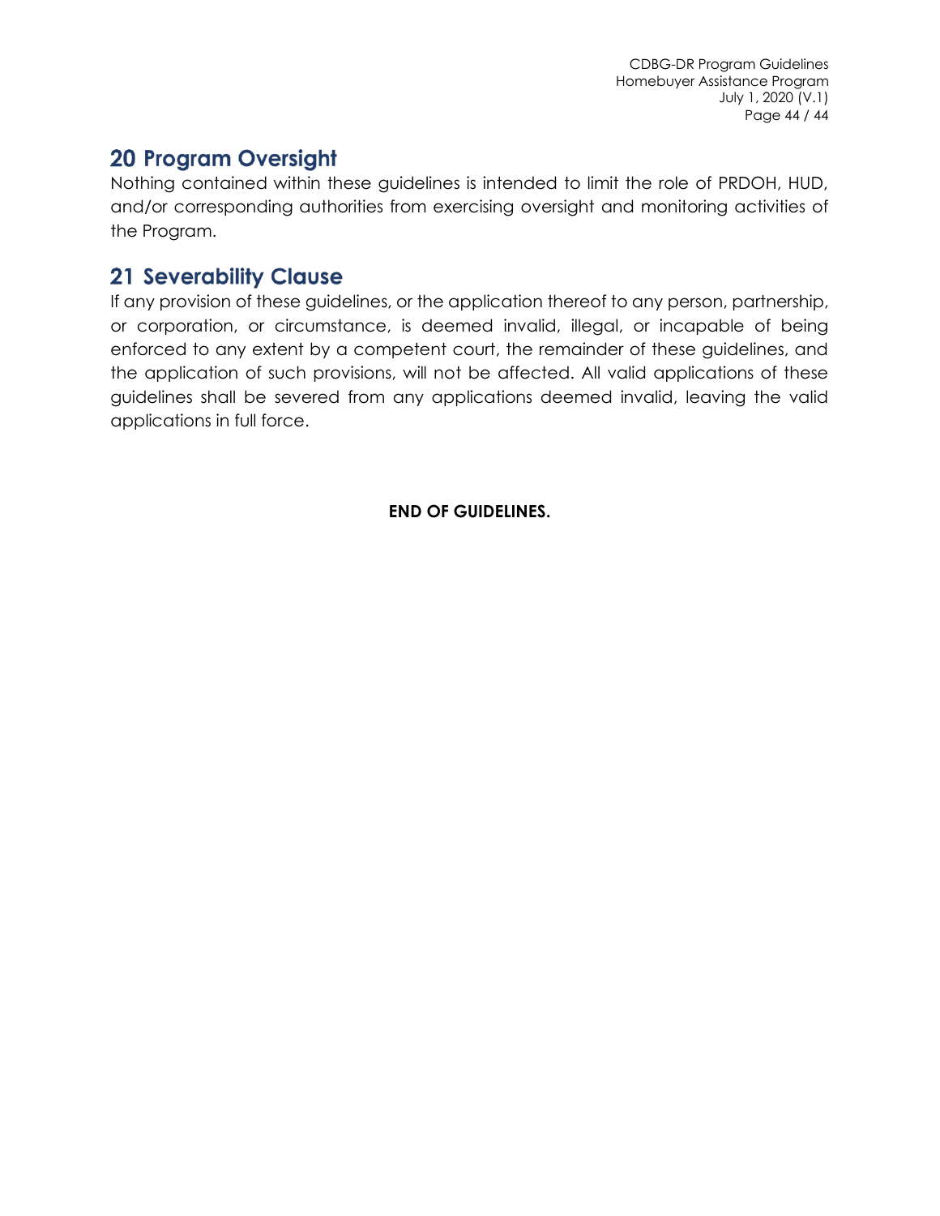# 20 Program Oversight

Nothing contained within these guidelines is intended to limit the role of PRDOH, HUD, and/or corresponding authorities from exercising oversight and monitoring activities of the Program.

# 21 Severability Clause

If any provision of these guidelines, or the application thereof to any person, partnership, or corporation, or circumstance, is deemed invalid, illegal, or incapable of being enforced to any extent by a competent court, the remainder of these guidelines, and the application of such provisions, will not be affected. All valid applications of these guidelines shall be severed from any applications deemed invalid, leaving the valid applications in full force.

**END OF GUIDELINES.**